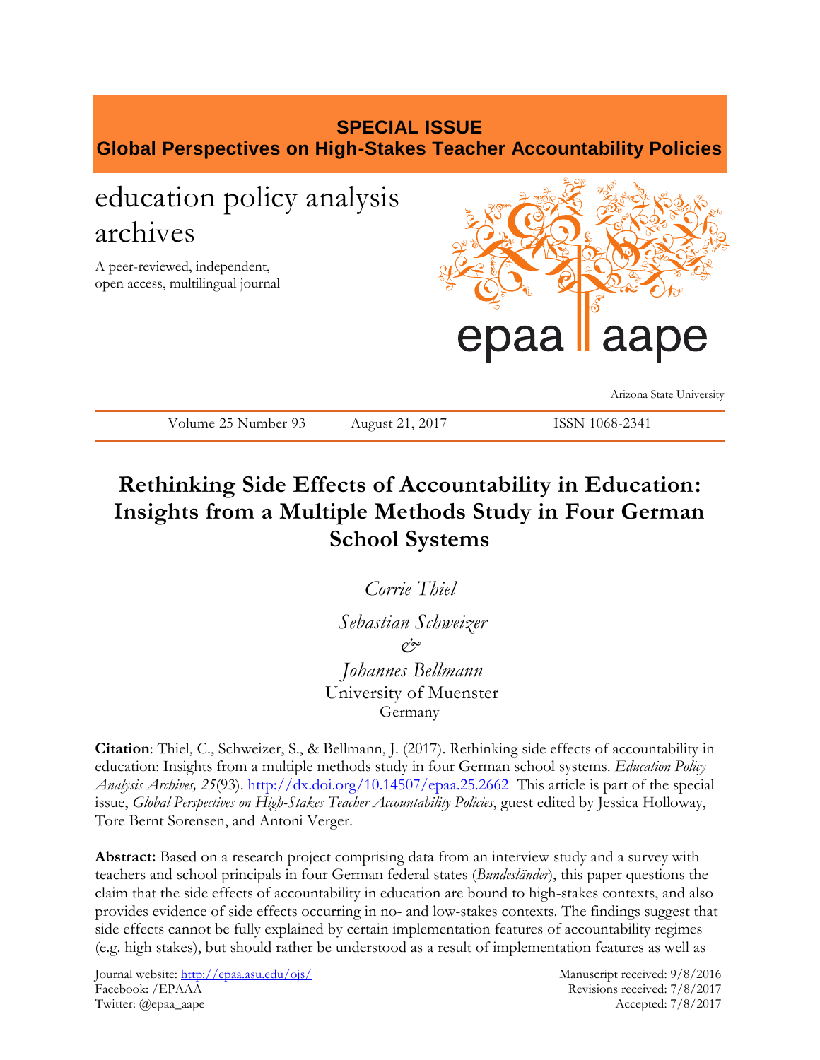**SPECIAL ISSUE**
**Global Perspectives on High-Stakes Teacher Accountability Policies**

education policy analysis archives

A peer-reviewed, independent, open access, multilingual journal

epaa aape

Arizona State University

Volume 25 Number 93 August 21, 2017 ISSN 1068-2341

# Rethinking Side Effects of Accountability in Education: Insights from a Multiple Methods Study in Four German School Systems

*Corrie Thiel*
*Sebastian Schweizer*
*&*
*Johannes Bellmann*
University of Muenster
Germany

**Citation**: Thiel, C., Schweizer, S., & Bellmann, J. (2017). Rethinking side effects of accountability in education: Insights from a multiple methods study in four German school systems. *Education Policy Analysis Archives, 25*(93). http://dx.doi.org/10.14507/epaa.25.2662 This article is part of the special issue, *Global Perspectives on High-Stakes Teacher Accountability Policies*, guest edited by Jessica Holloway, Tore Bernt Sorensen, and Antoni Verger.

**Abstract:** Based on a research project comprising data from an interview study and a survey with teachers and school principals in four German federal states (*Bundesländer*), this paper questions the claim that the side effects of accountability in education are bound to high-stakes contexts, and also provides evidence of side effects occurring in no- and low-stakes contexts. The findings suggest that side effects cannot be fully explained by certain implementation features of accountability regimes (e.g. high stakes), but should rather be understood as a result of implementation features as well as

Journal website: http://epaa.asu.edu/ojs/
Facebook: /EPAAA
Twitter: @epaa_aape

Manuscript received: 9/8/2016
Revisions received: 7/8/2017
Accepted: 7/8/2017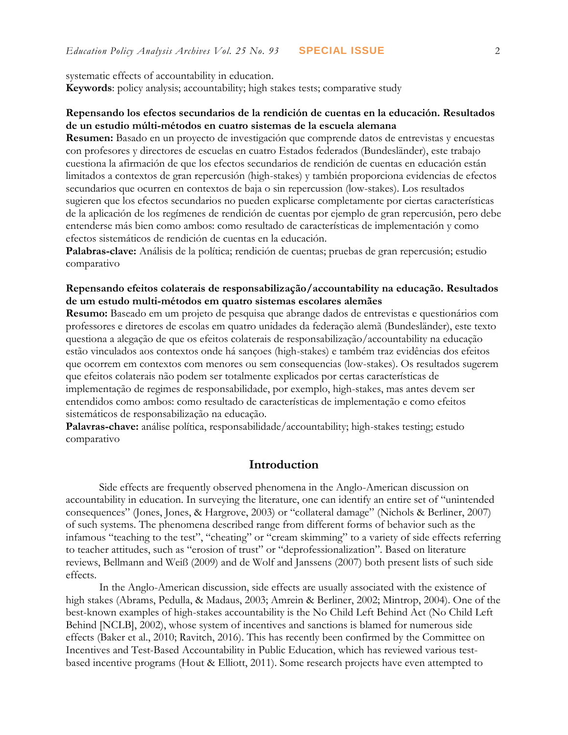systematic effects of accountability in education.

**Keywords**: policy analysis; accountability; high stakes tests; comparative study

**Repensando los efectos secundarios de la rendición de cuentas en la educación. Resultados de un estudio múlti-métodos en cuatro sistemas de la escuela alemana**

**Resumen:** Basado en un proyecto de investigación que comprende datos de entrevistas y encuestas con profesores y directores de escuelas en cuatro Estados federados (Bundesländer), este trabajo cuestiona la afirmación de que los efectos secundarios de rendición de cuentas en educación están limitados a contextos de gran repercusión (high-stakes) y también proporciona evidencias de efectos secundarios que ocurren en contextos de baja o sin repercussion (low-stakes). Los resultados sugieren que los efectos secundarios no pueden explicarse completamente por ciertas características de la aplicación de los regímenes de rendición de cuentas por ejemplo de gran repercusión, pero debe entenderse más bien como ambos: como resultado de características de implementación y como efectos sistemáticos de rendición de cuentas en la educación.

**Palabras-clave:** Análisis de la política; rendición de cuentas; pruebas de gran repercusión; estudio comparativo

**Repensando efeitos colaterais de responsabilização/accountability na educação. Resultados de um estudo multi-métodos em quatro sistemas escolares alemães**

**Resumo:** Baseado em um projeto de pesquisa que abrange dados de entrevistas e questionários com professores e diretores de escolas em quatro unidades da federação alemã (Bundesländer), este texto questiona a alegação de que os efeitos colaterais de responsabilização/accountability na educação estão vinculados aos contextos onde há sançoes (high-stakes) e também traz evidências dos efeitos que ocorrem em contextos com menores ou sem consequencias (low-stakes). Os resultados sugerem que efeitos colaterais não podem ser totalmente explicados por certas características de implementação de regimes de responsabilidade, por exemplo, high-stakes, mas antes devem ser entendidos como ambos: como resultado de características de implementação e como efeitos sistemáticos de responsabilização na educação.

**Palavras-chave:** análise política, responsabilidade/accountability; high-stakes testing; estudo comparativo

## Introduction

Side effects are frequently observed phenomena in the Anglo-American discussion on accountability in education. In surveying the literature, one can identify an entire set of "unintended consequences" (Jones, Jones, & Hargrove, 2003) or "collateral damage" (Nichols & Berliner, 2007) of such systems. The phenomena described range from different forms of behavior such as the infamous "teaching to the test", "cheating" or "cream skimming" to a variety of side effects referring to teacher attitudes, such as "erosion of trust" or "deprofessionalization". Based on literature reviews, Bellmann and Weiß (2009) and de Wolf and Janssens (2007) both present lists of such side effects.

In the Anglo-American discussion, side effects are usually associated with the existence of high stakes (Abrams, Pedulla, & Madaus, 2003; Amrein & Berliner, 2002; Mintrop, 2004). One of the best-known examples of high-stakes accountability is the No Child Left Behind Act (No Child Left Behind [NCLB], 2002), whose system of incentives and sanctions is blamed for numerous side effects (Baker et al., 2010; Ravitch, 2016). This has recently been confirmed by the Committee on Incentives and Test-Based Accountability in Public Education, which has reviewed various test-based incentive programs (Hout & Elliott, 2011). Some research projects have even attempted to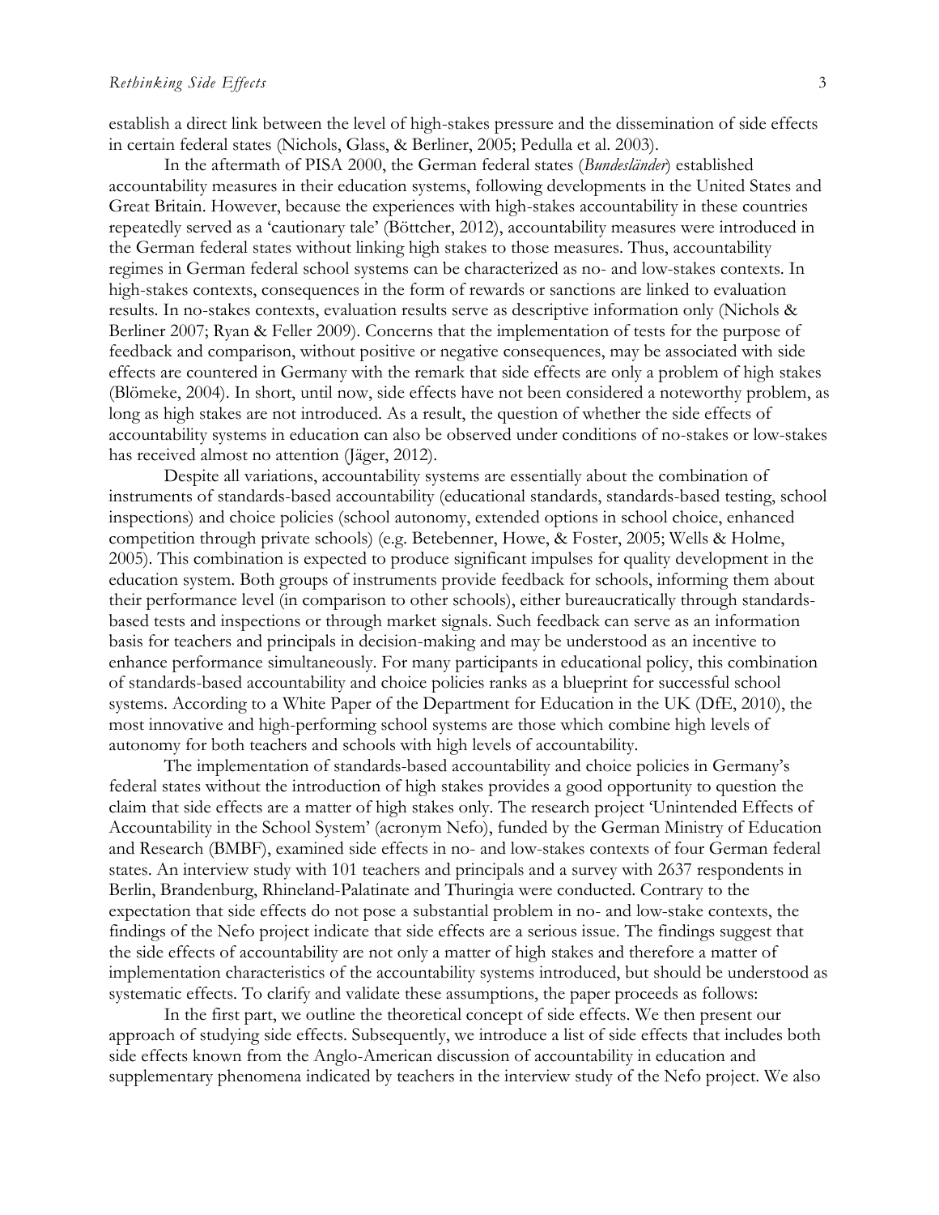establish a direct link between the level of high-stakes pressure and the dissemination of side effects in certain federal states (Nichols, Glass, & Berliner, 2005; Pedulla et al. 2003).

In the aftermath of PISA 2000, the German federal states (*Bundesländer*) established accountability measures in their education systems, following developments in the United States and Great Britain. However, because the experiences with high-stakes accountability in these countries repeatedly served as a 'cautionary tale' (Böttcher, 2012), accountability measures were introduced in the German federal states without linking high stakes to those measures. Thus, accountability regimes in German federal school systems can be characterized as no- and low-stakes contexts. In high-stakes contexts, consequences in the form of rewards or sanctions are linked to evaluation results. In no-stakes contexts, evaluation results serve as descriptive information only (Nichols & Berliner 2007; Ryan & Feller 2009). Concerns that the implementation of tests for the purpose of feedback and comparison, without positive or negative consequences, may be associated with side effects are countered in Germany with the remark that side effects are only a problem of high stakes (Blömeke, 2004). In short, until now, side effects have not been considered a noteworthy problem, as long as high stakes are not introduced. As a result, the question of whether the side effects of accountability systems in education can also be observed under conditions of no-stakes or low-stakes has received almost no attention (Jäger, 2012).

Despite all variations, accountability systems are essentially about the combination of instruments of standards-based accountability (educational standards, standards-based testing, school inspections) and choice policies (school autonomy, extended options in school choice, enhanced competition through private schools) (e.g. Betebenner, Howe, & Foster, 2005; Wells & Holme, 2005). This combination is expected to produce significant impulses for quality development in the education system. Both groups of instruments provide feedback for schools, informing them about their performance level (in comparison to other schools), either bureaucratically through standards-based tests and inspections or through market signals. Such feedback can serve as an information basis for teachers and principals in decision-making and may be understood as an incentive to enhance performance simultaneously. For many participants in educational policy, this combination of standards-based accountability and choice policies ranks as a blueprint for successful school systems. According to a White Paper of the Department for Education in the UK (DfE, 2010), the most innovative and high-performing school systems are those which combine high levels of autonomy for both teachers and schools with high levels of accountability.

The implementation of standards-based accountability and choice policies in Germany's federal states without the introduction of high stakes provides a good opportunity to question the claim that side effects are a matter of high stakes only. The research project 'Unintended Effects of Accountability in the School System' (acronym Nefo), funded by the German Ministry of Education and Research (BMBF), examined side effects in no- and low-stakes contexts of four German federal states. An interview study with 101 teachers and principals and a survey with 2637 respondents in Berlin, Brandenburg, Rhineland-Palatinate and Thuringia were conducted. Contrary to the expectation that side effects do not pose a substantial problem in no- and low-stake contexts, the findings of the Nefo project indicate that side effects are a serious issue. The findings suggest that the side effects of accountability are not only a matter of high stakes and therefore a matter of implementation characteristics of the accountability systems introduced, but should be understood as systematic effects. To clarify and validate these assumptions, the paper proceeds as follows:

In the first part, we outline the theoretical concept of side effects. We then present our approach of studying side effects. Subsequently, we introduce a list of side effects that includes both side effects known from the Anglo-American discussion of accountability in education and supplementary phenomena indicated by teachers in the interview study of the Nefo project. We also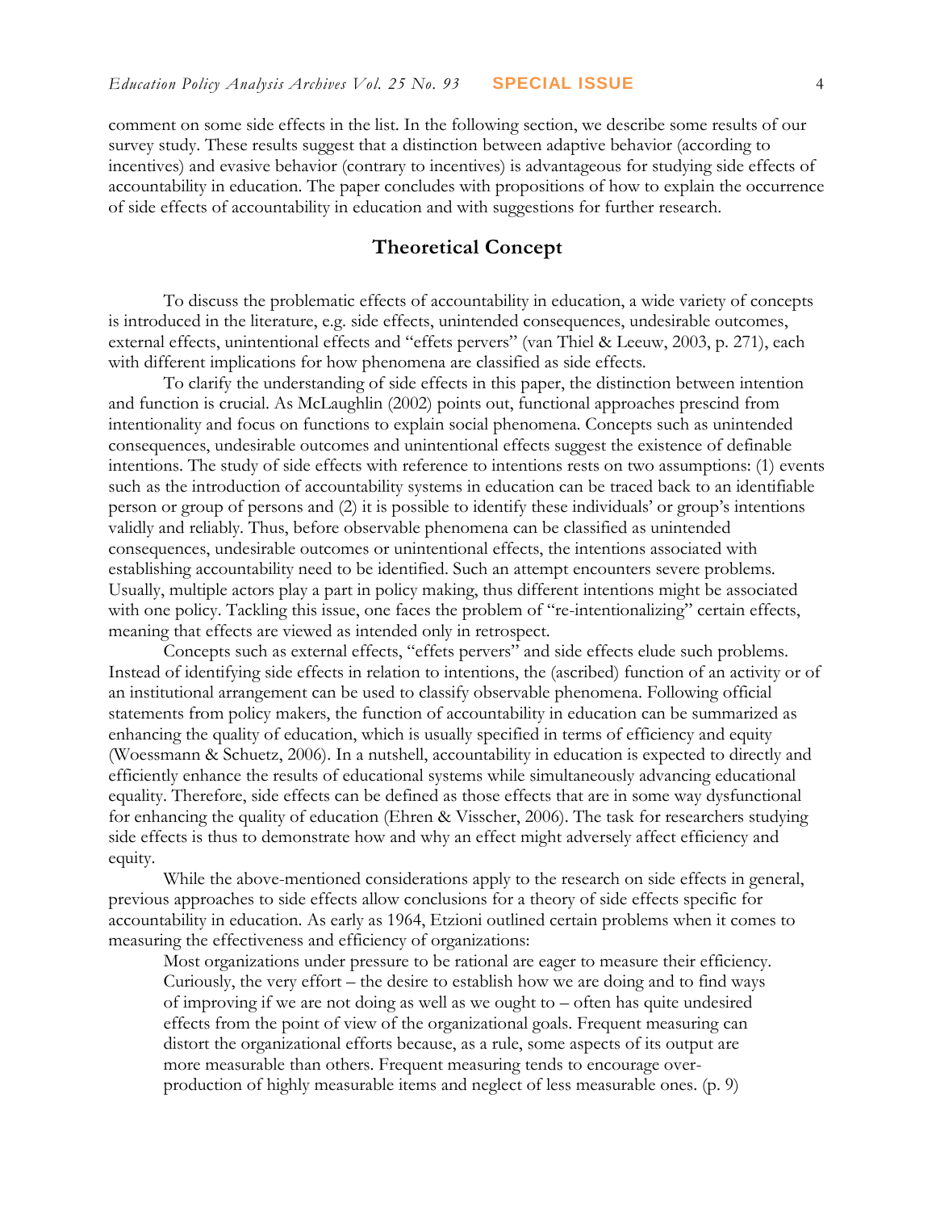comment on some side effects in the list. In the following section, we describe some results of our survey study. These results suggest that a distinction between adaptive behavior (according to incentives) and evasive behavior (contrary to incentives) is advantageous for studying side effects of accountability in education. The paper concludes with propositions of how to explain the occurrence of side effects of accountability in education and with suggestions for further research.

## Theoretical Concept

To discuss the problematic effects of accountability in education, a wide variety of concepts is introduced in the literature, e.g. side effects, unintended consequences, undesirable outcomes, external effects, unintentional effects and "effets pervers" (van Thiel & Leeuw, 2003, p. 271), each with different implications for how phenomena are classified as side effects.

To clarify the understanding of side effects in this paper, the distinction between intention and function is crucial. As McLaughlin (2002) points out, functional approaches prescind from intentionality and focus on functions to explain social phenomena. Concepts such as unintended consequences, undesirable outcomes and unintentional effects suggest the existence of definable intentions. The study of side effects with reference to intentions rests on two assumptions: (1) events such as the introduction of accountability systems in education can be traced back to an identifiable person or group of persons and (2) it is possible to identify these individuals' or group's intentions validly and reliably. Thus, before observable phenomena can be classified as unintended consequences, undesirable outcomes or unintentional effects, the intentions associated with establishing accountability need to be identified. Such an attempt encounters severe problems. Usually, multiple actors play a part in policy making, thus different intentions might be associated with one policy. Tackling this issue, one faces the problem of "re-intentionalizing" certain effects, meaning that effects are viewed as intended only in retrospect.

Concepts such as external effects, "effets pervers" and side effects elude such problems. Instead of identifying side effects in relation to intentions, the (ascribed) function of an activity or of an institutional arrangement can be used to classify observable phenomena. Following official statements from policy makers, the function of accountability in education can be summarized as enhancing the quality of education, which is usually specified in terms of efficiency and equity (Woessmann & Schuetz, 2006). In a nutshell, accountability in education is expected to directly and efficiently enhance the results of educational systems while simultaneously advancing educational equality. Therefore, side effects can be defined as those effects that are in some way dysfunctional for enhancing the quality of education (Ehren & Visscher, 2006). The task for researchers studying side effects is thus to demonstrate how and why an effect might adversely affect efficiency and equity.

While the above-mentioned considerations apply to the research on side effects in general, previous approaches to side effects allow conclusions for a theory of side effects specific for accountability in education. As early as 1964, Etzioni outlined certain problems when it comes to measuring the effectiveness and efficiency of organizations:

> Most organizations under pressure to be rational are eager to measure their efficiency. Curiously, the very effort – the desire to establish how we are doing and to find ways of improving if we are not doing as well as we ought to – often has quite undesired effects from the point of view of the organizational goals. Frequent measuring can distort the organizational efforts because, as a rule, some aspects of its output are more measurable than others. Frequent measuring tends to encourage over-production of highly measurable items and neglect of less measurable ones. (p. 9)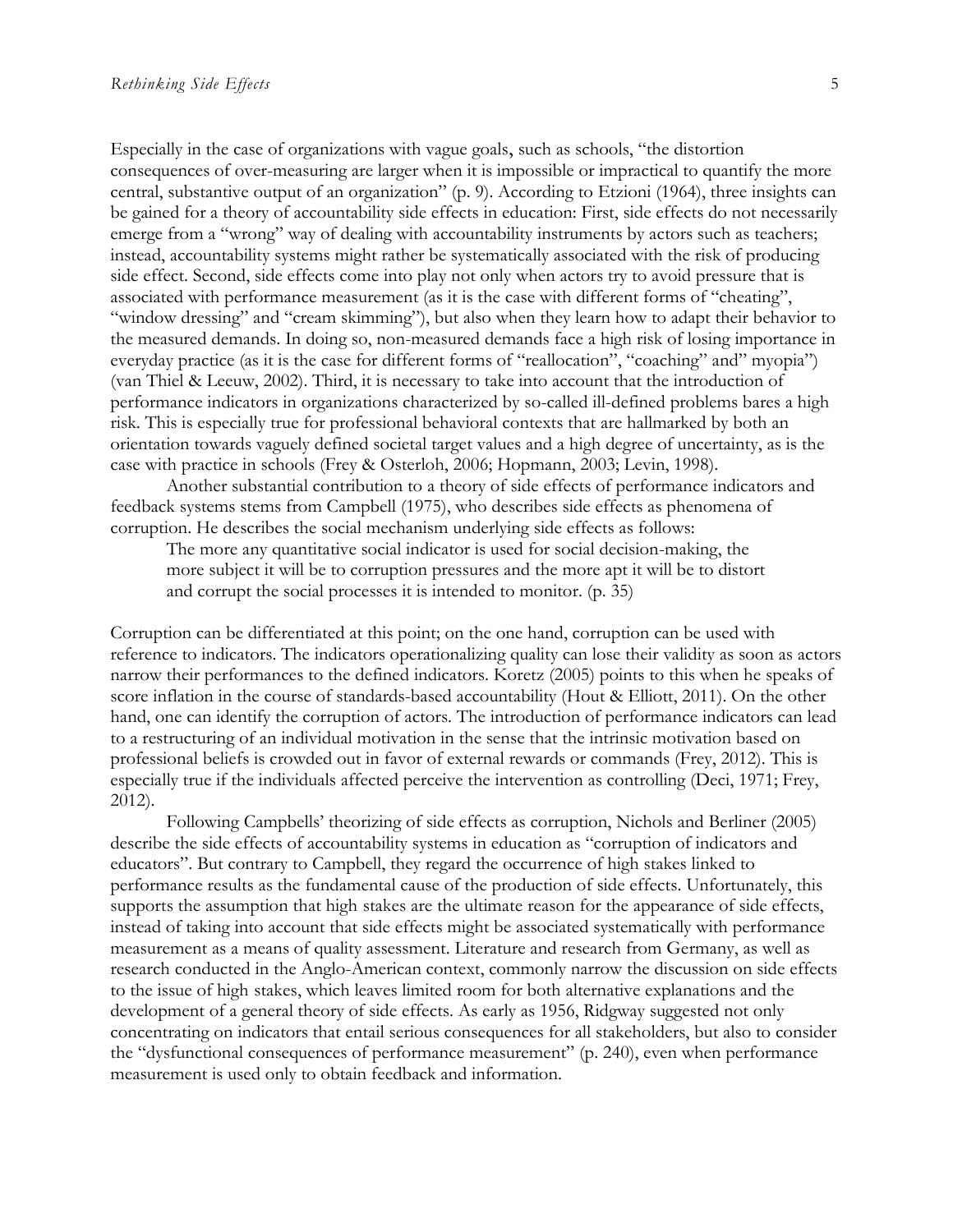Especially in the case of organizations with vague goals, such as schools, "the distortion consequences of over-measuring are larger when it is impossible or impractical to quantify the more central, substantive output of an organization" (p. 9). According to Etzioni (1964), three insights can be gained for a theory of accountability side effects in education: First, side effects do not necessarily emerge from a "wrong" way of dealing with accountability instruments by actors such as teachers; instead, accountability systems might rather be systematically associated with the risk of producing side effect. Second, side effects come into play not only when actors try to avoid pressure that is associated with performance measurement (as it is the case with different forms of "cheating", "window dressing" and "cream skimming"), but also when they learn how to adapt their behavior to the measured demands. In doing so, non-measured demands face a high risk of losing importance in everyday practice (as it is the case for different forms of "reallocation", "coaching" and" myopia") (van Thiel & Leeuw, 2002). Third, it is necessary to take into account that the introduction of performance indicators in organizations characterized by so-called ill-defined problems bares a high risk. This is especially true for professional behavioral contexts that are hallmarked by both an orientation towards vaguely defined societal target values and a high degree of uncertainty, as is the case with practice in schools (Frey & Osterloh, 2006; Hopmann, 2003; Levin, 1998).

Another substantial contribution to a theory of side effects of performance indicators and feedback systems stems from Campbell (1975), who describes side effects as phenomena of corruption. He describes the social mechanism underlying side effects as follows:

> The more any quantitative social indicator is used for social decision-making, the more subject it will be to corruption pressures and the more apt it will be to distort and corrupt the social processes it is intended to monitor. (p. 35)

Corruption can be differentiated at this point; on the one hand, corruption can be used with reference to indicators. The indicators operationalizing quality can lose their validity as soon as actors narrow their performances to the defined indicators. Koretz (2005) points to this when he speaks of score inflation in the course of standards-based accountability (Hout & Elliott, 2011). On the other hand, one can identify the corruption of actors. The introduction of performance indicators can lead to a restructuring of an individual motivation in the sense that the intrinsic motivation based on professional beliefs is crowded out in favor of external rewards or commands (Frey, 2012). This is especially true if the individuals affected perceive the intervention as controlling (Deci, 1971; Frey, 2012).

Following Campbells' theorizing of side effects as corruption, Nichols and Berliner (2005) describe the side effects of accountability systems in education as "corruption of indicators and educators". But contrary to Campbell, they regard the occurrence of high stakes linked to performance results as the fundamental cause of the production of side effects. Unfortunately, this supports the assumption that high stakes are the ultimate reason for the appearance of side effects, instead of taking into account that side effects might be associated systematically with performance measurement as a means of quality assessment. Literature and research from Germany, as well as research conducted in the Anglo-American context, commonly narrow the discussion on side effects to the issue of high stakes, which leaves limited room for both alternative explanations and the development of a general theory of side effects. As early as 1956, Ridgway suggested not only concentrating on indicators that entail serious consequences for all stakeholders, but also to consider the "dysfunctional consequences of performance measurement" (p. 240), even when performance measurement is used only to obtain feedback and information.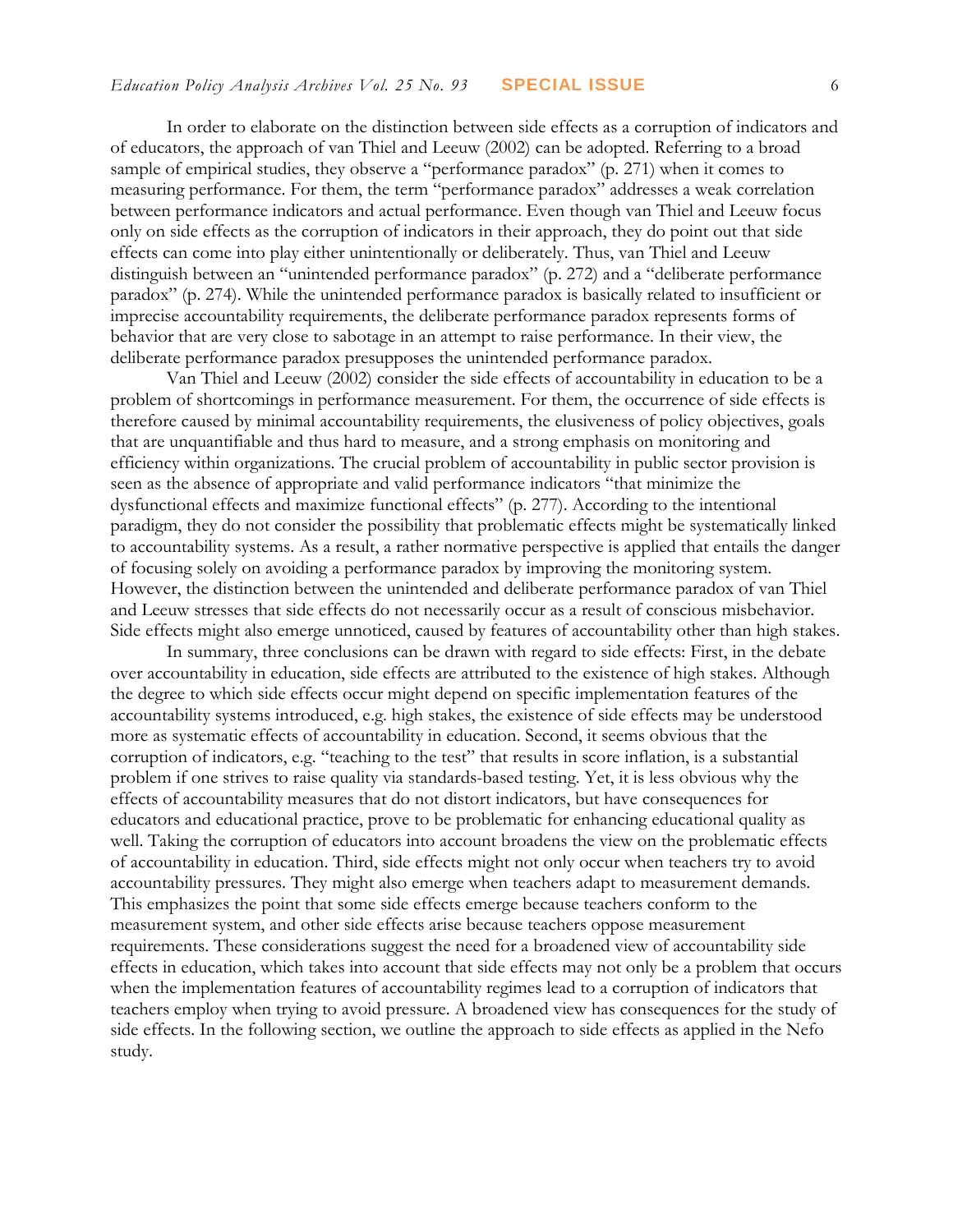In order to elaborate on the distinction between side effects as a corruption of indicators and of educators, the approach of van Thiel and Leeuw (2002) can be adopted. Referring to a broad sample of empirical studies, they observe a "performance paradox" (p. 271) when it comes to measuring performance. For them, the term "performance paradox" addresses a weak correlation between performance indicators and actual performance. Even though van Thiel and Leeuw focus only on side effects as the corruption of indicators in their approach, they do point out that side effects can come into play either unintentionally or deliberately. Thus, van Thiel and Leeuw distinguish between an "unintended performance paradox" (p. 272) and a "deliberate performance paradox" (p. 274). While the unintended performance paradox is basically related to insufficient or imprecise accountability requirements, the deliberate performance paradox represents forms of behavior that are very close to sabotage in an attempt to raise performance. In their view, the deliberate performance paradox presupposes the unintended performance paradox.

Van Thiel and Leeuw (2002) consider the side effects of accountability in education to be a problem of shortcomings in performance measurement. For them, the occurrence of side effects is therefore caused by minimal accountability requirements, the elusiveness of policy objectives, goals that are unquantifiable and thus hard to measure, and a strong emphasis on monitoring and efficiency within organizations. The crucial problem of accountability in public sector provision is seen as the absence of appropriate and valid performance indicators "that minimize the dysfunctional effects and maximize functional effects" (p. 277). According to the intentional paradigm, they do not consider the possibility that problematic effects might be systematically linked to accountability systems. As a result, a rather normative perspective is applied that entails the danger of focusing solely on avoiding a performance paradox by improving the monitoring system. However, the distinction between the unintended and deliberate performance paradox of van Thiel and Leeuw stresses that side effects do not necessarily occur as a result of conscious misbehavior. Side effects might also emerge unnoticed, caused by features of accountability other than high stakes.

In summary, three conclusions can be drawn with regard to side effects: First, in the debate over accountability in education, side effects are attributed to the existence of high stakes. Although the degree to which side effects occur might depend on specific implementation features of the accountability systems introduced, e.g. high stakes, the existence of side effects may be understood more as systematic effects of accountability in education. Second, it seems obvious that the corruption of indicators, e.g. "teaching to the test" that results in score inflation, is a substantial problem if one strives to raise quality via standards-based testing. Yet, it is less obvious why the effects of accountability measures that do not distort indicators, but have consequences for educators and educational practice, prove to be problematic for enhancing educational quality as well. Taking the corruption of educators into account broadens the view on the problematic effects of accountability in education. Third, side effects might not only occur when teachers try to avoid accountability pressures. They might also emerge when teachers adapt to measurement demands. This emphasizes the point that some side effects emerge because teachers conform to the measurement system, and other side effects arise because teachers oppose measurement requirements. These considerations suggest the need for a broadened view of accountability side effects in education, which takes into account that side effects may not only be a problem that occurs when the implementation features of accountability regimes lead to a corruption of indicators that teachers employ when trying to avoid pressure. A broadened view has consequences for the study of side effects. In the following section, we outline the approach to side effects as applied in the Nefo study.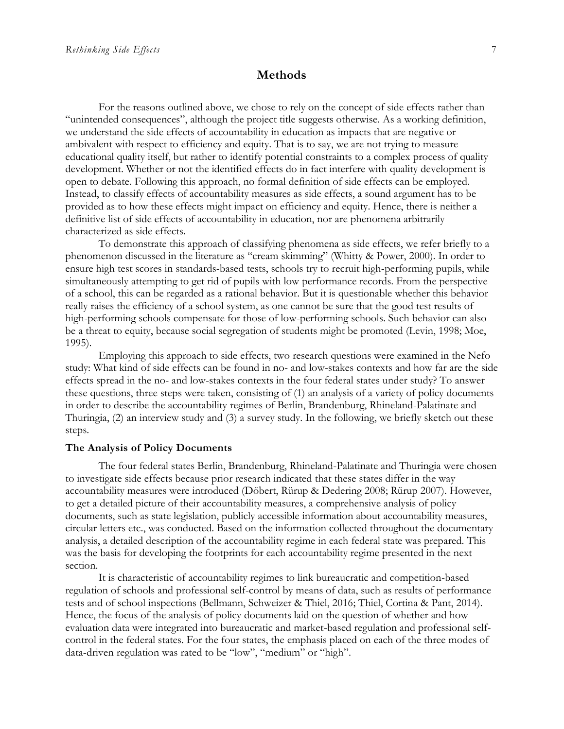## Methods

For the reasons outlined above, we chose to rely on the concept of side effects rather than "unintended consequences", although the project title suggests otherwise. As a working definition, we understand the side effects of accountability in education as impacts that are negative or ambivalent with respect to efficiency and equity. That is to say, we are not trying to measure educational quality itself, but rather to identify potential constraints to a complex process of quality development. Whether or not the identified effects do in fact interfere with quality development is open to debate. Following this approach, no formal definition of side effects can be employed. Instead, to classify effects of accountability measures as side effects, a sound argument has to be provided as to how these effects might impact on efficiency and equity. Hence, there is neither a definitive list of side effects of accountability in education, nor are phenomena arbitrarily characterized as side effects.

To demonstrate this approach of classifying phenomena as side effects, we refer briefly to a phenomenon discussed in the literature as "cream skimming" (Whitty & Power, 2000). In order to ensure high test scores in standards-based tests, schools try to recruit high-performing pupils, while simultaneously attempting to get rid of pupils with low performance records. From the perspective of a school, this can be regarded as a rational behavior. But it is questionable whether this behavior really raises the efficiency of a school system, as one cannot be sure that the good test results of high-performing schools compensate for those of low-performing schools. Such behavior can also be a threat to equity, because social segregation of students might be promoted (Levin, 1998; Moe, 1995).

Employing this approach to side effects, two research questions were examined in the Nefo study: What kind of side effects can be found in no- and low-stakes contexts and how far are the side effects spread in the no- and low-stakes contexts in the four federal states under study? To answer these questions, three steps were taken, consisting of (1) an analysis of a variety of policy documents in order to describe the accountability regimes of Berlin, Brandenburg, Rhineland-Palatinate and Thuringia, (2) an interview study and (3) a survey study. In the following, we briefly sketch out these steps.

### The Analysis of Policy Documents

The four federal states Berlin, Brandenburg, Rhineland-Palatinate and Thuringia were chosen to investigate side effects because prior research indicated that these states differ in the way accountability measures were introduced (Döbert, Rürup & Dedering 2008; Rürup 2007). However, to get a detailed picture of their accountability measures, a comprehensive analysis of policy documents, such as state legislation, publicly accessible information about accountability measures, circular letters etc., was conducted. Based on the information collected throughout the documentary analysis, a detailed description of the accountability regime in each federal state was prepared. This was the basis for developing the footprints for each accountability regime presented in the next section.

It is characteristic of accountability regimes to link bureaucratic and competition-based regulation of schools and professional self-control by means of data, such as results of performance tests and of school inspections (Bellmann, Schweizer & Thiel, 2016; Thiel, Cortina & Pant, 2014). Hence, the focus of the analysis of policy documents laid on the question of whether and how evaluation data were integrated into bureaucratic and market-based regulation and professional self-control in the federal states. For the four states, the emphasis placed on each of the three modes of data-driven regulation was rated to be "low", "medium" or "high".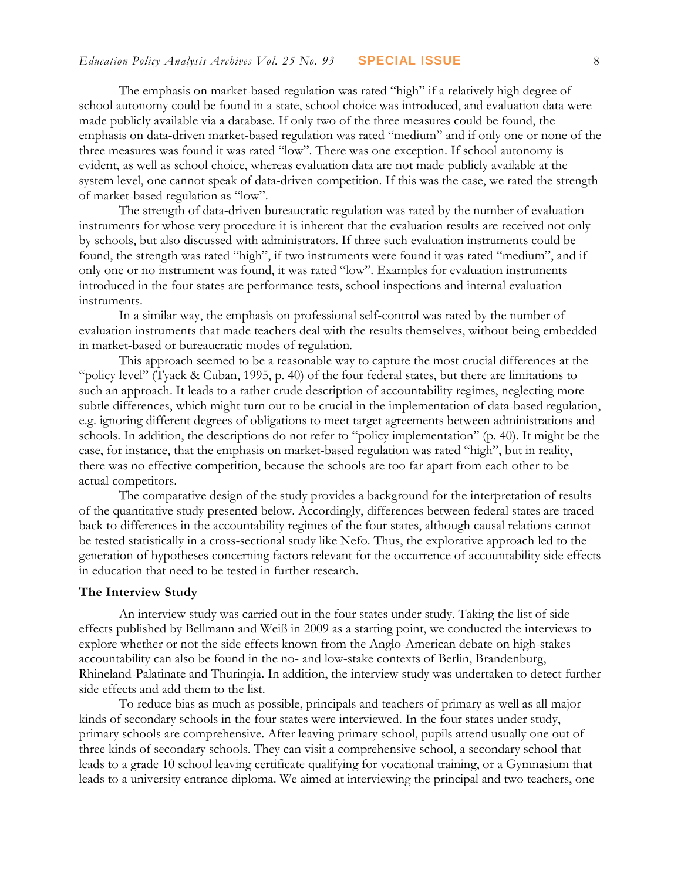The emphasis on market-based regulation was rated "high" if a relatively high degree of school autonomy could be found in a state, school choice was introduced, and evaluation data were made publicly available via a database. If only two of the three measures could be found, the emphasis on data-driven market-based regulation was rated "medium" and if only one or none of the three measures was found it was rated "low". There was one exception. If school autonomy is evident, as well as school choice, whereas evaluation data are not made publicly available at the system level, one cannot speak of data-driven competition. If this was the case, we rated the strength of market-based regulation as "low".

The strength of data-driven bureaucratic regulation was rated by the number of evaluation instruments for whose very procedure it is inherent that the evaluation results are received not only by schools, but also discussed with administrators. If three such evaluation instruments could be found, the strength was rated "high", if two instruments were found it was rated "medium", and if only one or no instrument was found, it was rated "low". Examples for evaluation instruments introduced in the four states are performance tests, school inspections and internal evaluation instruments.

In a similar way, the emphasis on professional self-control was rated by the number of evaluation instruments that made teachers deal with the results themselves, without being embedded in market-based or bureaucratic modes of regulation.

This approach seemed to be a reasonable way to capture the most crucial differences at the "policy level" (Tyack & Cuban, 1995, p. 40) of the four federal states, but there are limitations to such an approach. It leads to a rather crude description of accountability regimes, neglecting more subtle differences, which might turn out to be crucial in the implementation of data-based regulation, e.g. ignoring different degrees of obligations to meet target agreements between administrations and schools. In addition, the descriptions do not refer to "policy implementation" (p. 40). It might be the case, for instance, that the emphasis on market-based regulation was rated "high", but in reality, there was no effective competition, because the schools are too far apart from each other to be actual competitors.

The comparative design of the study provides a background for the interpretation of results of the quantitative study presented below. Accordingly, differences between federal states are traced back to differences in the accountability regimes of the four states, although causal relations cannot be tested statistically in a cross-sectional study like Nefo. Thus, the explorative approach led to the generation of hypotheses concerning factors relevant for the occurrence of accountability side effects in education that need to be tested in further research.

**The Interview Study**

An interview study was carried out in the four states under study. Taking the list of side effects published by Bellmann and Weiß in 2009 as a starting point, we conducted the interviews to explore whether or not the side effects known from the Anglo-American debate on high-stakes accountability can also be found in the no- and low-stake contexts of Berlin, Brandenburg, Rhineland-Palatinate and Thuringia. In addition, the interview study was undertaken to detect further side effects and add them to the list.

To reduce bias as much as possible, principals and teachers of primary as well as all major kinds of secondary schools in the four states were interviewed. In the four states under study, primary schools are comprehensive. After leaving primary school, pupils attend usually one out of three kinds of secondary schools. They can visit a comprehensive school, a secondary school that leads to a grade 10 school leaving certificate qualifying for vocational training, or a Gymnasium that leads to a university entrance diploma. We aimed at interviewing the principal and two teachers, one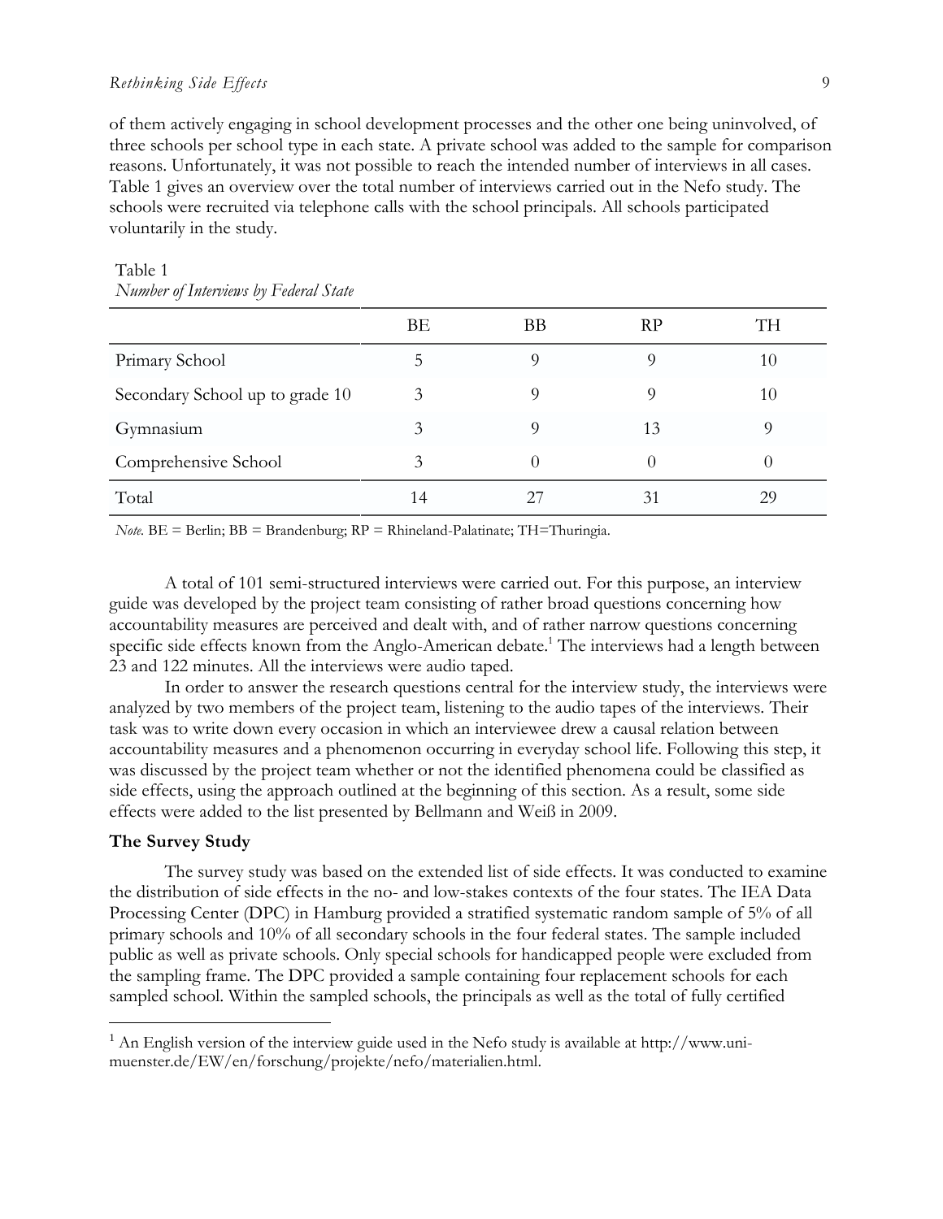of them actively engaging in school development processes and the other one being uninvolved, of three schools per school type in each state. A private school was added to the sample for comparison reasons. Unfortunately, it was not possible to reach the intended number of interviews in all cases. Table 1 gives an overview over the total number of interviews carried out in the Nefo study. The schools were recruited via telephone calls with the school principals. All schools participated voluntarily in the study.

Table 1
*Number of Interviews by Federal State*

| | BE | BB | RP | TH |
|---|---|---|---|---|
| Primary School | 5 | 9 | 9 | 10 |
| Secondary School up to grade 10 | 3 | 9 | 9 | 10 |
| Gymnasium | 3 | 9 | 13 | 9 |
| Comprehensive School | 3 | 0 | 0 | 0 |
| Total | 14 | 27 | 31 | 29 |

*Note.* BE = Berlin; BB = Brandenburg; RP = Rhineland-Palatinate; TH=Thuringia.

A total of 101 semi-structured interviews were carried out. For this purpose, an interview guide was developed by the project team consisting of rather broad questions concerning how accountability measures are perceived and dealt with, and of rather narrow questions concerning specific side effects known from the Anglo-American debate.[1] The interviews had a length between 23 and 122 minutes. All the interviews were audio taped.

In order to answer the research questions central for the interview study, the interviews were analyzed by two members of the project team, listening to the audio tapes of the interviews. Their task was to write down every occasion in which an interviewee drew a causal relation between accountability measures and a phenomenon occurring in everyday school life. Following this step, it was discussed by the project team whether or not the identified phenomena could be classified as side effects, using the approach outlined at the beginning of this section. As a result, some side effects were added to the list presented by Bellmann and Weiß in 2009.

### The Survey Study

The survey study was based on the extended list of side effects. It was conducted to examine the distribution of side effects in the no- and low-stakes contexts of the four states. The IEA Data Processing Center (DPC) in Hamburg provided a stratified systematic random sample of 5% of all primary schools and 10% of all secondary schools in the four federal states. The sample included public as well as private schools. Only special schools for handicapped people were excluded from the sampling frame. The DPC provided a sample containing four replacement schools for each sampled school. Within the sampled schools, the principals as well as the total of fully certified

[1] An English version of the interview guide used in the Nefo study is available at http://www.uni-muenster.de/EW/en/forschung/projekte/nefo/materialien.html.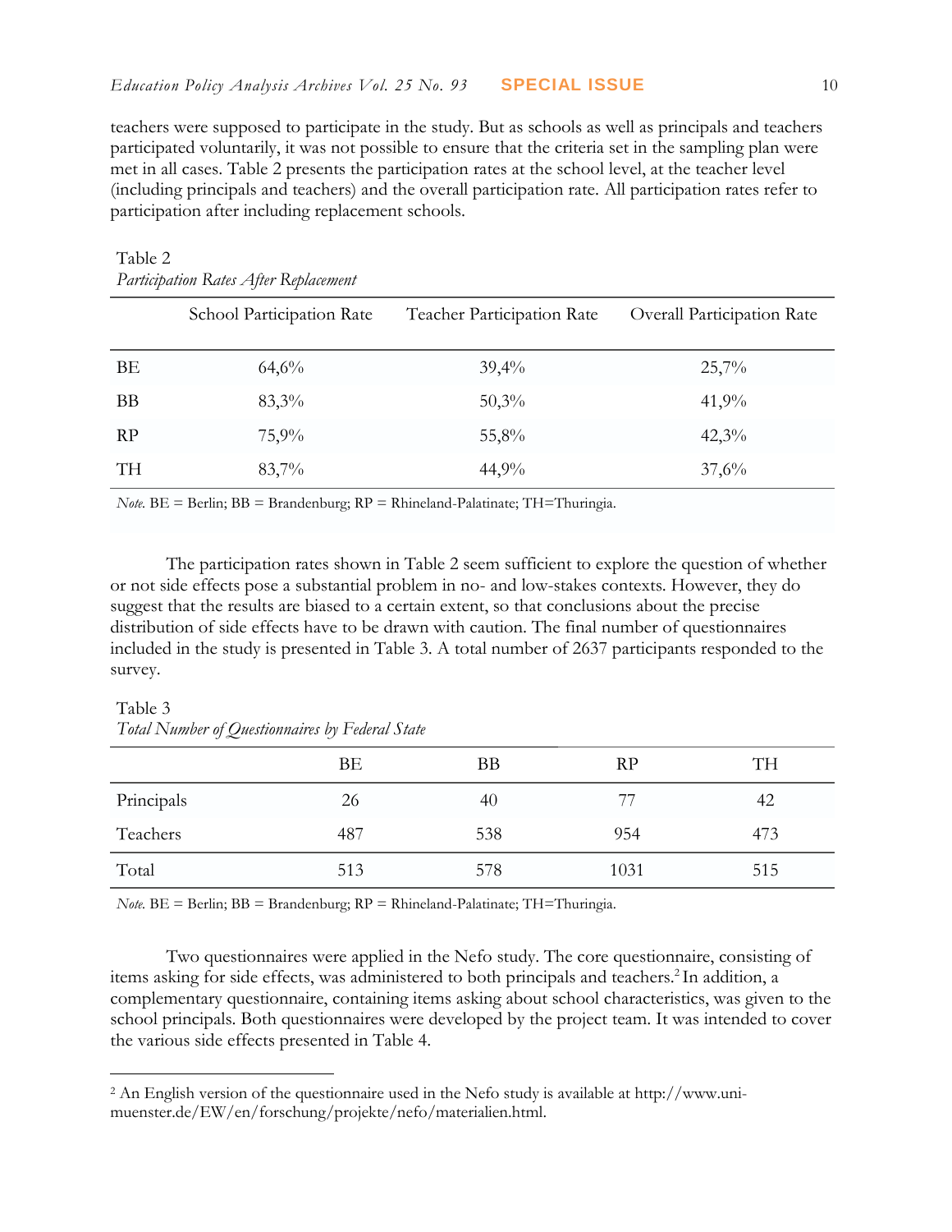teachers were supposed to participate in the study. But as schools as well as principals and teachers participated voluntarily, it was not possible to ensure that the criteria set in the sampling plan were met in all cases. Table 2 presents the participation rates at the school level, at the teacher level (including principals and teachers) and the overall participation rate. All participation rates refer to participation after including replacement schools.

Table 2
*Participation Rates After Replacement*

| | School Participation Rate | Teacher Participation Rate | Overall Participation Rate |
|---|---|---|---|
| BE | 64,6% | 39,4% | 25,7% |
| BB | 83,3% | 50,3% | 41,9% |
| RP | 75,9% | 55,8% | 42,3% |
| TH | 83,7% | 44,9% | 37,6% |

*Note.* BE = Berlin; BB = Brandenburg; RP = Rhineland-Palatinate; TH=Thuringia.

The participation rates shown in Table 2 seem sufficient to explore the question of whether or not side effects pose a substantial problem in no- and low-stakes contexts. However, they do suggest that the results are biased to a certain extent, so that conclusions about the precise distribution of side effects have to be drawn with caution. The final number of questionnaires included in the study is presented in Table 3. A total number of 2637 participants responded to the survey.

Table 3
*Total Number of Questionnaires by Federal State*

| | BE | BB | RP | TH |
|---|---|---|---|---|
| Principals | 26 | 40 | 77 | 42 |
| Teachers | 487 | 538 | 954 | 473 |
| Total | 513 | 578 | 1031 | 515 |

*Note.* BE = Berlin; BB = Brandenburg; RP = Rhineland-Palatinate; TH=Thuringia.

Two questionnaires were applied in the Nefo study. The core questionnaire, consisting of items asking for side effects, was administered to both principals and teachers.[2] In addition, a complementary questionnaire, containing items asking about school characteristics, was given to the school principals. Both questionnaires were developed by the project team. It was intended to cover the various side effects presented in Table 4.

[2] An English version of the questionnaire used in the Nefo study is available at http://www.uni-muenster.de/EW/en/forschung/projekte/nefo/materialien.html.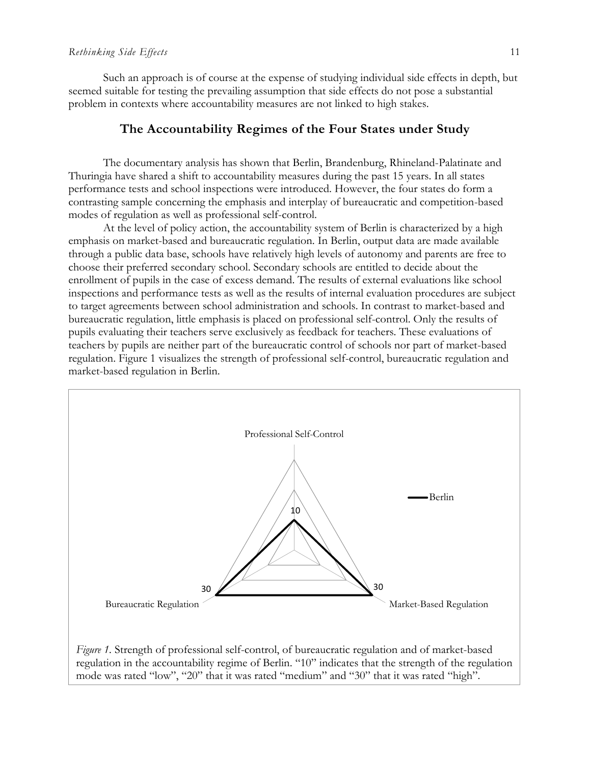Such an approach is of course at the expense of studying individual side effects in depth, but seemed suitable for testing the prevailing assumption that side effects do not pose a substantial problem in contexts where accountability measures are not linked to high stakes.

## The Accountability Regimes of the Four States under Study

The documentary analysis has shown that Berlin, Brandenburg, Rhineland-Palatinate and Thuringia have shared a shift to accountability measures during the past 15 years. In all states performance tests and school inspections were introduced. However, the four states do form a contrasting sample concerning the emphasis and interplay of bureaucratic and competition-based modes of regulation as well as professional self-control.

At the level of policy action, the accountability system of Berlin is characterized by a high emphasis on market-based and bureaucratic regulation. In Berlin, output data are made available through a public data base, schools have relatively high levels of autonomy and parents are free to choose their preferred secondary school. Secondary schools are entitled to decide about the enrollment of pupils in the case of excess demand. The results of external evaluations like school inspections and performance tests as well as the results of internal evaluation procedures are subject to target agreements between school administration and schools. In contrast to market-based and bureaucratic regulation, little emphasis is placed on professional self-control. Only the results of pupils evaluating their teachers serve exclusively as feedback for teachers. These evaluations of teachers by pupils are neither part of the bureaucratic control of schools nor part of market-based regulation. Figure 1 visualizes the strength of professional self-control, bureaucratic regulation and market-based regulation in Berlin.

*Figure 1.* Strength of professional self-control, of bureaucratic regulation and of market-based regulation in the accountability regime of Berlin. "10" indicates that the strength of the regulation mode was rated "low", "20" that it was rated "medium" and "30" that it was rated "high".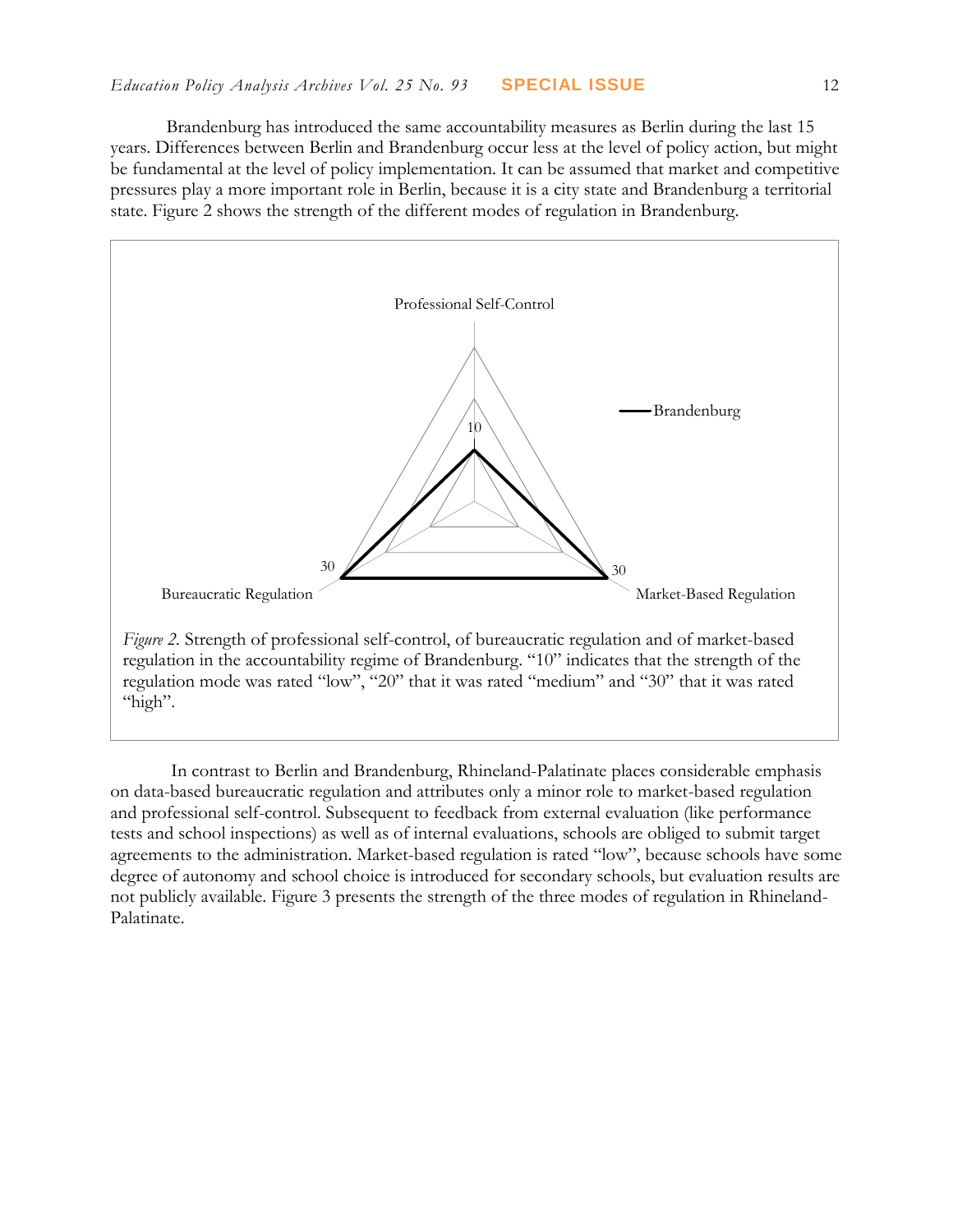Brandenburg has introduced the same accountability measures as Berlin during the last 15 years. Differences between Berlin and Brandenburg occur less at the level of policy action, but might be fundamental at the level of policy implementation. It can be assumed that market and competitive pressures play a more important role in Berlin, because it is a city state and Brandenburg a territorial state. Figure 2 shows the strength of the different modes of regulation in Brandenburg.

*Figure 2.* Strength of professional self-control, of bureaucratic regulation and of market-based regulation in the accountability regime of Brandenburg. "10" indicates that the strength of the regulation mode was rated "low", "20" that it was rated "medium" and "30" that it was rated "high".

In contrast to Berlin and Brandenburg, Rhineland-Palatinate places considerable emphasis on data-based bureaucratic regulation and attributes only a minor role to market-based regulation and professional self-control. Subsequent to feedback from external evaluation (like performance tests and school inspections) as well as of internal evaluations, schools are obliged to submit target agreements to the administration. Market-based regulation is rated "low", because schools have some degree of autonomy and school choice is introduced for secondary schools, but evaluation results are not publicly available. Figure 3 presents the strength of the three modes of regulation in Rhineland-Palatinate.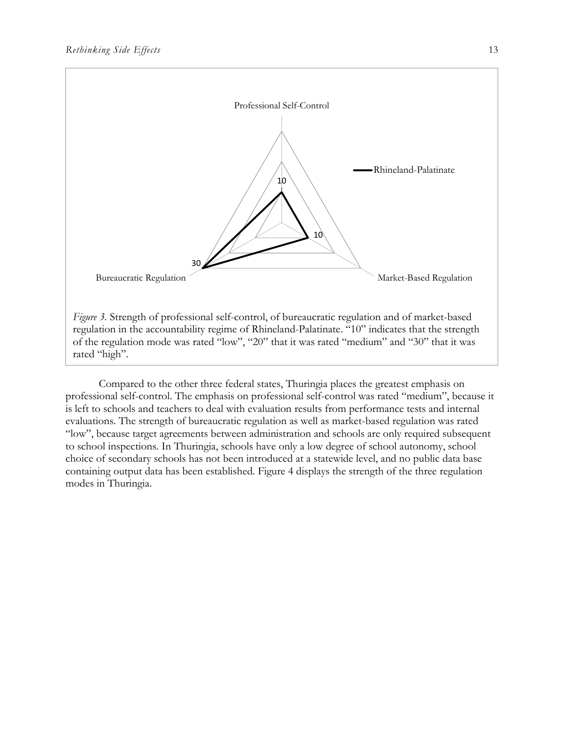*Figure 3.* Strength of professional self-control, of bureaucratic regulation and of market-based regulation in the accountability regime of Rhineland-Palatinate. "10" indicates that the strength of the regulation mode was rated "low", "20" that it was rated "medium" and "30" that it was rated "high".

Compared to the other three federal states, Thuringia places the greatest emphasis on professional self-control. The emphasis on professional self-control was rated "medium", because it is left to schools and teachers to deal with evaluation results from performance tests and internal evaluations. The strength of bureaucratic regulation as well as market-based regulation was rated "low", because target agreements between administration and schools are only required subsequent to school inspections. In Thuringia, schools have only a low degree of school autonomy, school choice of secondary schools has not been introduced at a statewide level, and no public data base containing output data has been established. Figure 4 displays the strength of the three regulation modes in Thuringia.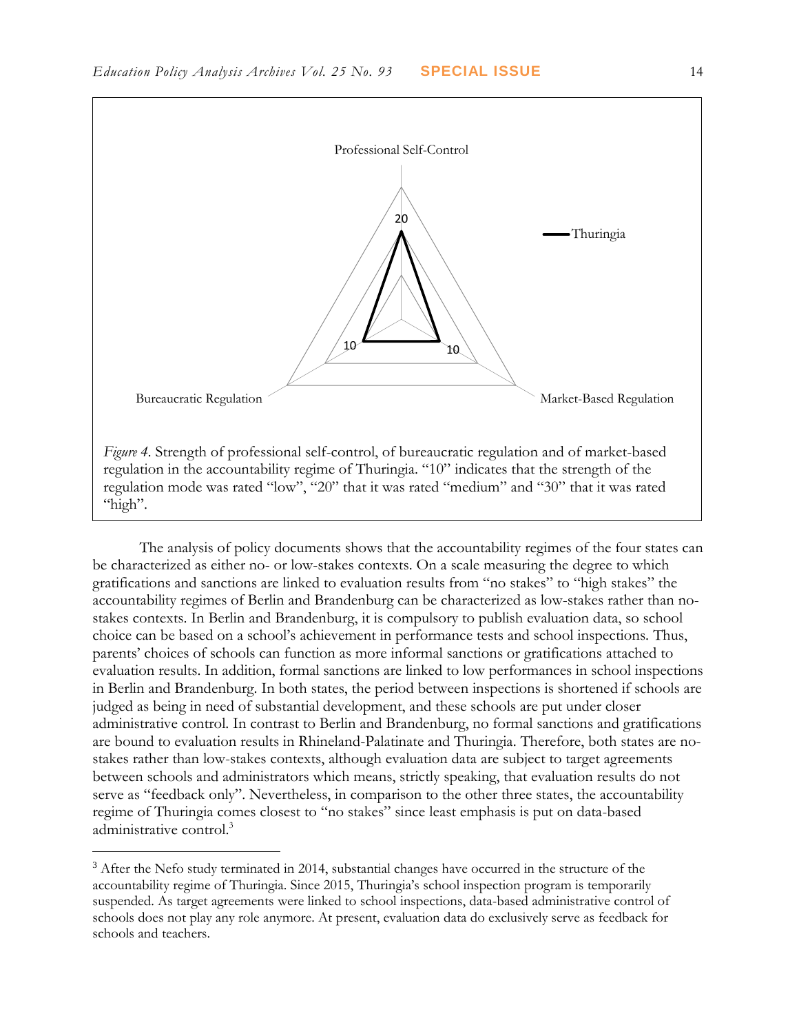*Figure 4*. Strength of professional self-control, of bureaucratic regulation and of market-based regulation in the accountability regime of Thuringia. "10" indicates that the strength of the regulation mode was rated "low", "20" that it was rated "medium" and "30" that it was rated "high".

The analysis of policy documents shows that the accountability regimes of the four states can be characterized as either no- or low-stakes contexts. On a scale measuring the degree to which gratifications and sanctions are linked to evaluation results from "no stakes" to "high stakes" the accountability regimes of Berlin and Brandenburg can be characterized as low-stakes rather than no-stakes contexts. In Berlin and Brandenburg, it is compulsory to publish evaluation data, so school choice can be based on a school's achievement in performance tests and school inspections. Thus, parents' choices of schools can function as more informal sanctions or gratifications attached to evaluation results. In addition, formal sanctions are linked to low performances in school inspections in Berlin and Brandenburg. In both states, the period between inspections is shortened if schools are judged as being in need of substantial development, and these schools are put under closer administrative control. In contrast to Berlin and Brandenburg, no formal sanctions and gratifications are bound to evaluation results in Rhineland-Palatinate and Thuringia. Therefore, both states are no-stakes rather than low-stakes contexts, although evaluation data are subject to target agreements between schools and administrators which means, strictly speaking, that evaluation results do not serve as "feedback only". Nevertheless, in comparison to the other three states, the accountability regime of Thuringia comes closest to "no stakes" since least emphasis is put on data-based administrative control.[3]

[3] After the Nefo study terminated in 2014, substantial changes have occurred in the structure of the accountability regime of Thuringia. Since 2015, Thuringia's school inspection program is temporarily suspended. As target agreements were linked to school inspections, data-based administrative control of schools does not play any role anymore. At present, evaluation data do exclusively serve as feedback for schools and teachers.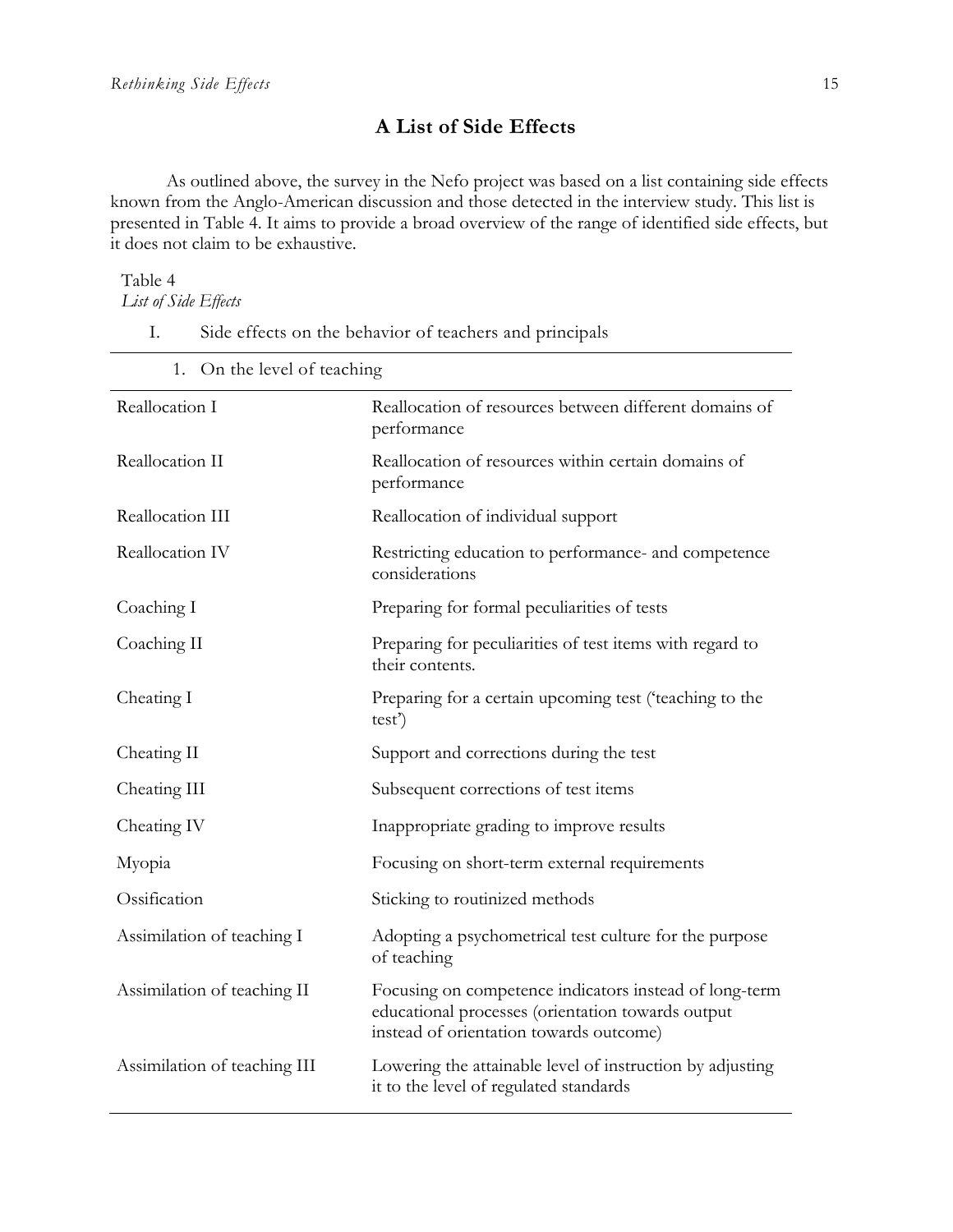## A List of Side Effects

As outlined above, the survey in the Nefo project was based on a list containing side effects known from the Anglo-American discussion and those detected in the interview study. This list is presented in Table 4. It aims to provide a broad overview of the range of identified side effects, but it does not claim to be exhaustive.

Table 4
*List of Side Effects*

| I. Side effects on the behavior of teachers and principals | |
|---|---|
| 1. On the level of teaching | |
| Reallocation I | Reallocation of resources between different domains of performance |
| Reallocation II | Reallocation of resources within certain domains of performance |
| Reallocation III | Reallocation of individual support |
| Reallocation IV | Restricting education to performance- and competence considerations |
| Coaching I | Preparing for formal peculiarities of tests |
| Coaching II | Preparing for peculiarities of test items with regard to their contents. |
| Cheating I | Preparing for a certain upcoming test ('teaching to the test') |
| Cheating II | Support and corrections during the test |
| Cheating III | Subsequent corrections of test items |
| Cheating IV | Inappropriate grading to improve results |
| Myopia | Focusing on short-term external requirements |
| Ossification | Sticking to routinized methods |
| Assimilation of teaching I | Adopting a psychometrical test culture for the purpose of teaching |
| Assimilation of teaching II | Focusing on competence indicators instead of long-term educational processes (orientation towards output instead of orientation towards outcome) |
| Assimilation of teaching III | Lowering the attainable level of instruction by adjusting it to the level of regulated standards |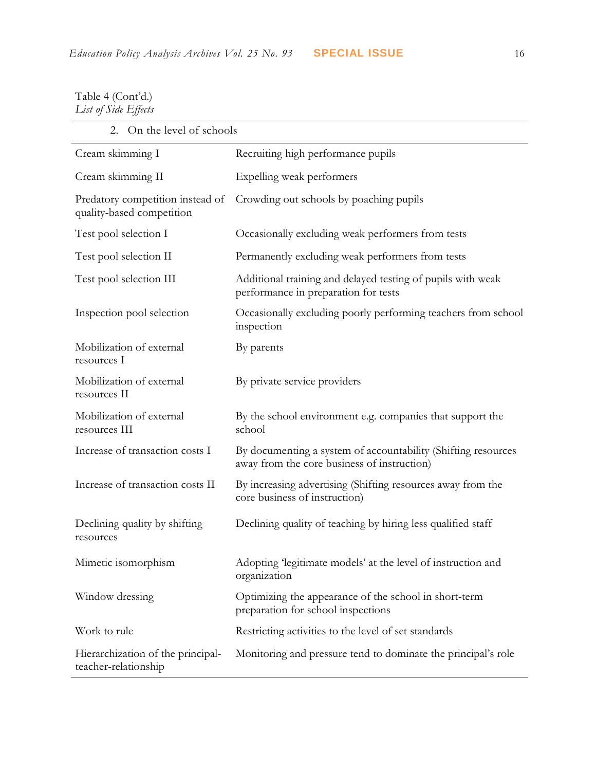Table 4 (Cont'd.)
*List of Side Effects*

| 2. On the level of schools | |
|---|---|
| Cream skimming I | Recruiting high performance pupils |
| Cream skimming II | Expelling weak performers |
| Predatory competition instead of quality-based competition | Crowding out schools by poaching pupils |
| Test pool selection I | Occasionally excluding weak performers from tests |
| Test pool selection II | Permanently excluding weak performers from tests |
| Test pool selection III | Additional training and delayed testing of pupils with weak performance in preparation for tests |
| Inspection pool selection | Occasionally excluding poorly performing teachers from school inspection |
| Mobilization of external resources I | By parents |
| Mobilization of external resources II | By private service providers |
| Mobilization of external resources III | By the school environment e.g. companies that support the school |
| Increase of transaction costs I | By documenting a system of accountability (Shifting resources away from the core business of instruction) |
| Increase of transaction costs II | By increasing advertising (Shifting resources away from the core business of instruction) |
| Declining quality by shifting resources | Declining quality of teaching by hiring less qualified staff |
| Mimetic isomorphism | Adopting 'legitimate models' at the level of instruction and organization |
| Window dressing | Optimizing the appearance of the school in short-term preparation for school inspections |
| Work to rule | Restricting activities to the level of set standards |
| Hierarchization of the principal-teacher-relationship | Monitoring and pressure tend to dominate the principal's role |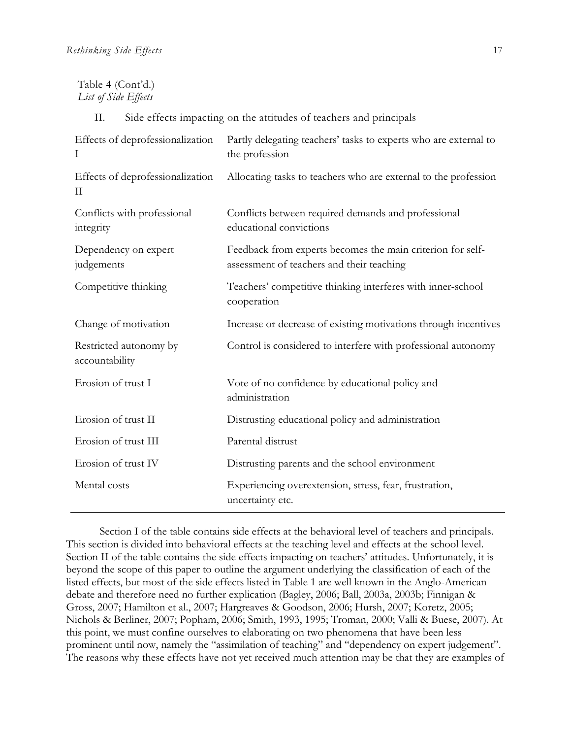Table 4 (Cont'd.)
*List of Side Effects*

| II. | Side effects impacting on the attitudes of teachers and principals |
|---|---|
| Effects of deprofessionalization I | Partly delegating teachers' tasks to experts who are external to the profession |
| Effects of deprofessionalization II | Allocating tasks to teachers who are external to the profession |
| Conflicts with professional integrity | Conflicts between required demands and professional educational convictions |
| Dependency on expert judgements | Feedback from experts becomes the main criterion for self-assessment of teachers and their teaching |
| Competitive thinking | Teachers' competitive thinking interferes with inner-school cooperation |
| Change of motivation | Increase or decrease of existing motivations through incentives |
| Restricted autonomy by accountability | Control is considered to interfere with professional autonomy |
| Erosion of trust I | Vote of no confidence by educational policy and administration |
| Erosion of trust II | Distrusting educational policy and administration |
| Erosion of trust III | Parental distrust |
| Erosion of trust IV | Distrusting parents and the school environment |
| Mental costs | Experiencing overextension, stress, fear, frustration, uncertainty etc. |

Section I of the table contains side effects at the behavioral level of teachers and principals. This section is divided into behavioral effects at the teaching level and effects at the school level. Section II of the table contains the side effects impacting on teachers' attitudes. Unfortunately, it is beyond the scope of this paper to outline the argument underlying the classification of each of the listed effects, but most of the side effects listed in Table 1 are well known in the Anglo-American debate and therefore need no further explication (Bagley, 2006; Ball, 2003a, 2003b; Finnigan & Gross, 2007; Hamilton et al., 2007; Hargreaves & Goodson, 2006; Hursh, 2007; Koretz, 2005; Nichols & Berliner, 2007; Popham, 2006; Smith, 1993, 1995; Troman, 2000; Valli & Buese, 2007). At this point, we must confine ourselves to elaborating on two phenomena that have been less prominent until now, namely the "assimilation of teaching" and "dependency on expert judgement". The reasons why these effects have not yet received much attention may be that they are examples of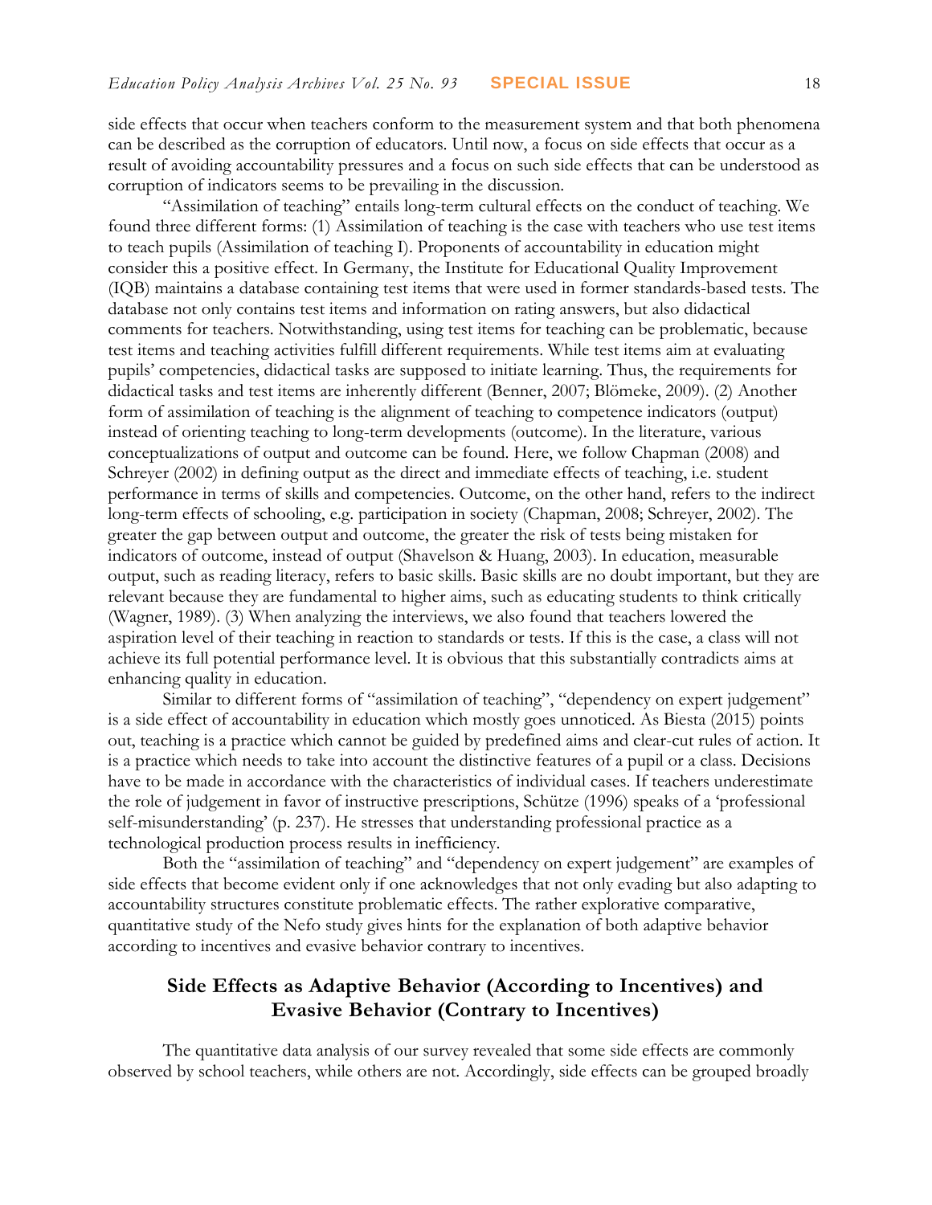side effects that occur when teachers conform to the measurement system and that both phenomena can be described as the corruption of educators. Until now, a focus on side effects that occur as a result of avoiding accountability pressures and a focus on such side effects that can be understood as corruption of indicators seems to be prevailing in the discussion.

"Assimilation of teaching" entails long-term cultural effects on the conduct of teaching. We found three different forms: (1) Assimilation of teaching is the case with teachers who use test items to teach pupils (Assimilation of teaching I). Proponents of accountability in education might consider this a positive effect. In Germany, the Institute for Educational Quality Improvement (IQB) maintains a database containing test items that were used in former standards-based tests. The database not only contains test items and information on rating answers, but also didactical comments for teachers. Notwithstanding, using test items for teaching can be problematic, because test items and teaching activities fulfill different requirements. While test items aim at evaluating pupils' competencies, didactical tasks are supposed to initiate learning. Thus, the requirements for didactical tasks and test items are inherently different (Benner, 2007; Blömeke, 2009). (2) Another form of assimilation of teaching is the alignment of teaching to competence indicators (output) instead of orienting teaching to long-term developments (outcome). In the literature, various conceptualizations of output and outcome can be found. Here, we follow Chapman (2008) and Schreyer (2002) in defining output as the direct and immediate effects of teaching, i.e. student performance in terms of skills and competencies. Outcome, on the other hand, refers to the indirect long-term effects of schooling, e.g. participation in society (Chapman, 2008; Schreyer, 2002). The greater the gap between output and outcome, the greater the risk of tests being mistaken for indicators of outcome, instead of output (Shavelson & Huang, 2003). In education, measurable output, such as reading literacy, refers to basic skills. Basic skills are no doubt important, but they are relevant because they are fundamental to higher aims, such as educating students to think critically (Wagner, 1989). (3) When analyzing the interviews, we also found that teachers lowered the aspiration level of their teaching in reaction to standards or tests. If this is the case, a class will not achieve its full potential performance level. It is obvious that this substantially contradicts aims at enhancing quality in education.

Similar to different forms of "assimilation of teaching", "dependency on expert judgement" is a side effect of accountability in education which mostly goes unnoticed. As Biesta (2015) points out, teaching is a practice which cannot be guided by predefined aims and clear-cut rules of action. It is a practice which needs to take into account the distinctive features of a pupil or a class. Decisions have to be made in accordance with the characteristics of individual cases. If teachers underestimate the role of judgement in favor of instructive prescriptions, Schütze (1996) speaks of a 'professional self-misunderstanding' (p. 237). He stresses that understanding professional practice as a technological production process results in inefficiency.

Both the "assimilation of teaching" and "dependency on expert judgement" are examples of side effects that become evident only if one acknowledges that not only evading but also adapting to accountability structures constitute problematic effects. The rather explorative comparative, quantitative study of the Nefo study gives hints for the explanation of both adaptive behavior according to incentives and evasive behavior contrary to incentives.

## Side Effects as Adaptive Behavior (According to Incentives) and Evasive Behavior (Contrary to Incentives)

The quantitative data analysis of our survey revealed that some side effects are commonly observed by school teachers, while others are not. Accordingly, side effects can be grouped broadly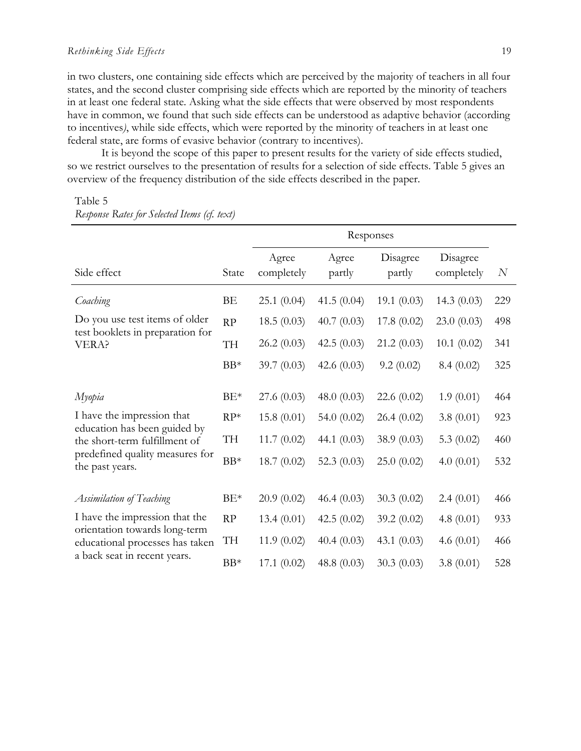in two clusters, one containing side effects which are perceived by the majority of teachers in all four states, and the second cluster comprising side effects which are reported by the minority of teachers in at least one federal state. Asking what the side effects that were observed by most respondents have in common, we found that such side effects can be understood as adaptive behavior (according to incentives), while side effects, which were reported by the minority of teachers in at least one federal state, are forms of evasive behavior (contrary to incentives).

It is beyond the scope of this paper to present results for the variety of side effects studied, so we restrict ourselves to the presentation of results for a selection of side effects. Table 5 gives an overview of the frequency distribution of the side effects described in the paper.

Table 5
*Response Rates for Selected Items (cf. text)*

| | | Responses | | | | |
|---|---|---|---|---|---|---|
| Side effect | State | Agree completely | Agree partly | Disagree partly | Disagree completely | $N$ |
| *Coaching* | BE | 25.1 (0.04) | 41.5 (0.04) | 19.1 (0.03) | 14.3 (0.03) | 229 |
| Do you use test items of older test booklets in preparation for VERA? | RP | 18.5 (0.03) | 40.7 (0.03) | 17.8 (0.02) | 23.0 (0.03) | 498 |
| | TH | 26.2 (0.03) | 42.5 (0.03) | 21.2 (0.03) | 10.1 (0.02) | 341 |
| | BB* | 39.7 (0.03) | 42.6 (0.03) | 9.2 (0.02) | 8.4 (0.02) | 325 |
| *Myopia* | BE* | 27.6 (0.03) | 48.0 (0.03) | 22.6 (0.02) | 1.9 (0.01) | 464 |
| I have the impression that education has been guided by the short-term fulfillment of predefined quality measures for the past years. | RP* | 15.8 (0.01) | 54.0 (0.02) | 26.4 (0.02) | 3.8 (0.01) | 923 |
| | TH | 11.7 (0.02) | 44.1 (0.03) | 38.9 (0.03) | 5.3 (0.02) | 460 |
| | BB* | 18.7 (0.02) | 52.3 (0.03) | 25.0 (0.02) | 4.0 (0.01) | 532 |
| *Assimilation of Teaching* | BE* | 20.9 (0.02) | 46.4 (0.03) | 30.3 (0.02) | 2.4 (0.01) | 466 |
| I have the impression that the orientation towards long-term educational processes has taken a back seat in recent years. | RP | 13.4 (0.01) | 42.5 (0.02) | 39.2 (0.02) | 4.8 (0.01) | 933 |
| | TH | 11.9 (0.02) | 40.4 (0.03) | 43.1 (0.03) | 4.6 (0.01) | 466 |
| | BB* | 17.1 (0.02) | 48.8 (0.03) | 30.3 (0.03) | 3.8 (0.01) | 528 |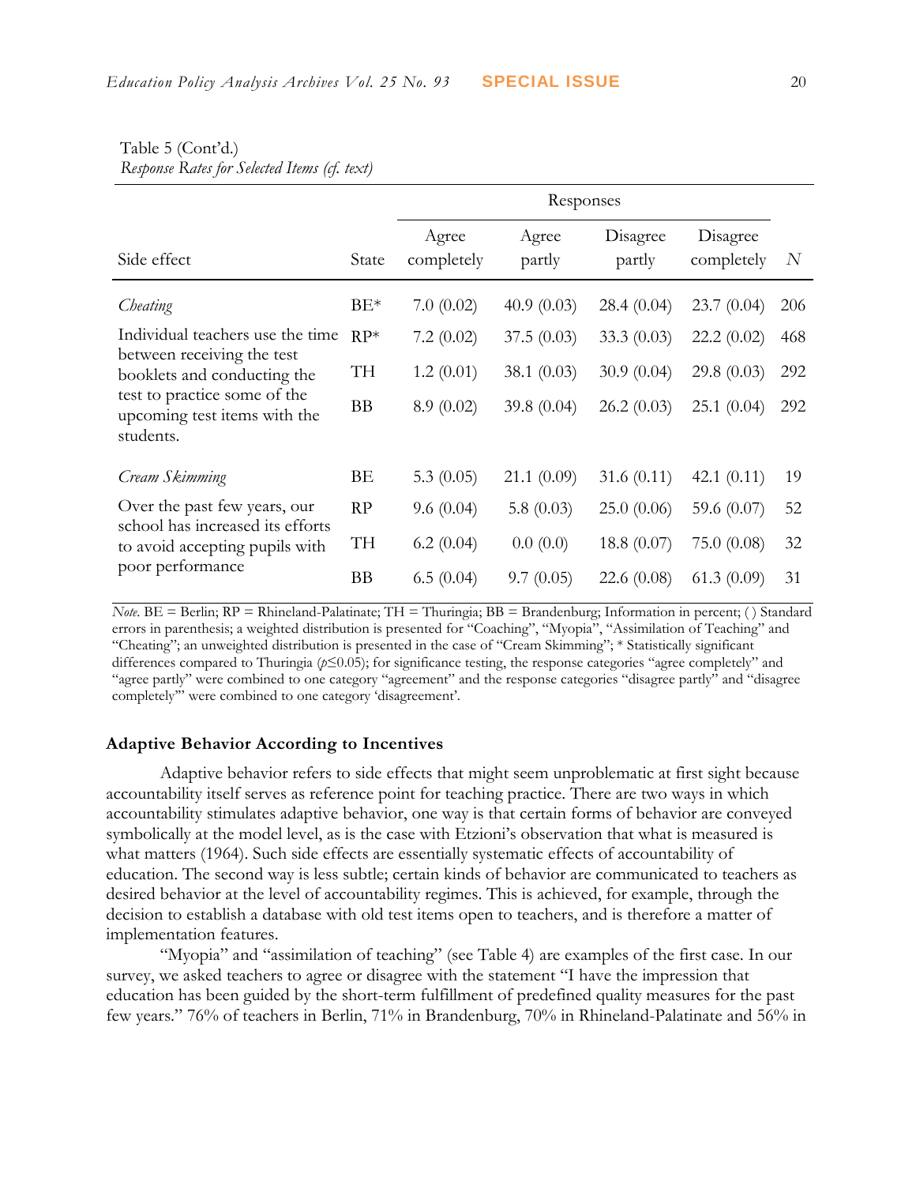Table 5 (Cont'd.)
*Response Rates for Selected Items (cf. text)*

| Side effect | State | Responses | | | | $N$ |
|---|---|---|---|---|---|---|
| | | Agree completely | Agree partly | Disagree partly | Disagree completely | |
| *Cheating* | BE* | 7.0 (0.02) | 40.9 (0.03) | 28.4 (0.04) | 23.7 (0.04) | 206 |
| Individual teachers use the time between receiving the test booklets and conducting the test to practice some of the upcoming test items with the students. | RP* | 7.2 (0.02) | 37.5 (0.03) | 33.3 (0.03) | 22.2 (0.02) | 468 |
| | TH | 1.2 (0.01) | 38.1 (0.03) | 30.9 (0.04) | 29.8 (0.03) | 292 |
| | BB | 8.9 (0.02) | 39.8 (0.04) | 26.2 (0.03) | 25.1 (0.04) | 292 |
| *Cream Skimming* | BE | 5.3 (0.05) | 21.1 (0.09) | 31.6 (0.11) | 42.1 (0.11) | 19 |
| Over the past few years, our school has increased its efforts to avoid accepting pupils with poor performance | RP | 9.6 (0.04) | 5.8 (0.03) | 25.0 (0.06) | 59.6 (0.07) | 52 |
| | TH | 6.2 (0.04) | 0.0 (0.0) | 18.8 (0.07) | 75.0 (0.08) | 32 |
| | BB | 6.5 (0.04) | 9.7 (0.05) | 22.6 (0.08) | 61.3 (0.09) | 31 |

*Note.* BE = Berlin; RP = Rhineland-Palatinate; TH = Thuringia; BB = Brandenburg; Information in percent; ( ) Standard errors in parenthesis; a weighted distribution is presented for "Coaching", "Myopia", "Assimilation of Teaching" and "Cheating"; an unweighted distribution is presented in the case of "Cream Skimming"; * Statistically significant differences compared to Thuringia ($p \leq 0.05$); for significance testing, the response categories "agree completely" and "agree partly" were combined to one category "agreement" and the response categories "disagree partly" and "disagree completely'" were combined to one category 'disagreement'.

### Adaptive Behavior According to Incentives

Adaptive behavior refers to side effects that might seem unproblematic at first sight because accountability itself serves as reference point for teaching practice. There are two ways in which accountability stimulates adaptive behavior, one way is that certain forms of behavior are conveyed symbolically at the model level, as is the case with Etzioni's observation that what is measured is what matters (1964). Such side effects are essentially systematic effects of accountability of education. The second way is less subtle; certain kinds of behavior are communicated to teachers as desired behavior at the level of accountability regimes. This is achieved, for example, through the decision to establish a database with old test items open to teachers, and is therefore a matter of implementation features.

"Myopia" and "assimilation of teaching" (see Table 4) are examples of the first case. In our survey, we asked teachers to agree or disagree with the statement "I have the impression that education has been guided by the short-term fulfillment of predefined quality measures for the past few years." 76% of teachers in Berlin, 71% in Brandenburg, 70% in Rhineland-Palatinate and 56% in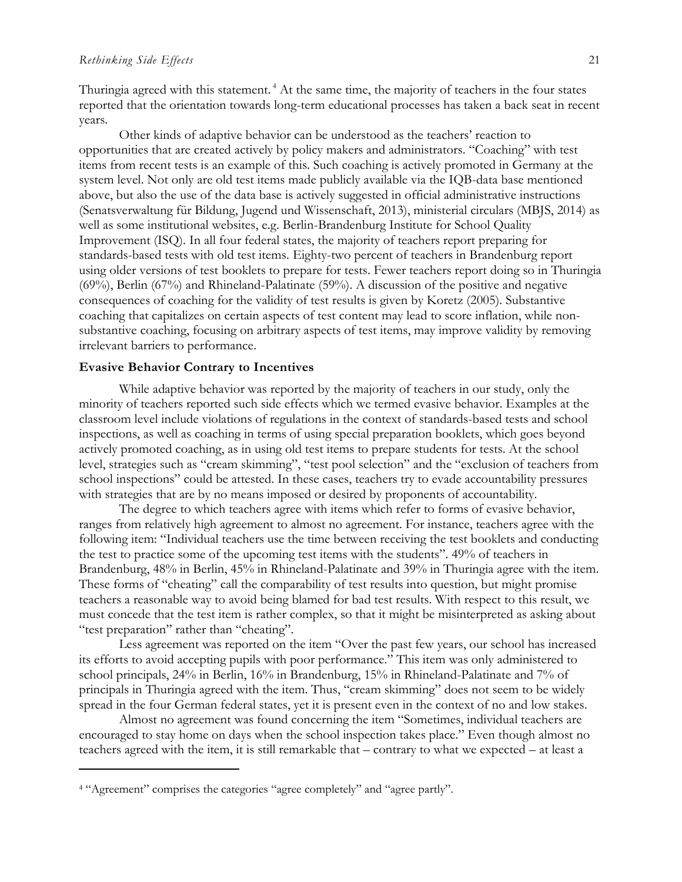Thuringia agreed with this statement.[4] At the same time, the majority of teachers in the four states reported that the orientation towards long-term educational processes has taken a back seat in recent years.

Other kinds of adaptive behavior can be understood as the teachers' reaction to opportunities that are created actively by policy makers and administrators. "Coaching" with test items from recent tests is an example of this. Such coaching is actively promoted in Germany at the system level. Not only are old test items made publicly available via the IQB-data base mentioned above, but also the use of the data base is actively suggested in official administrative instructions (Senatsverwaltung für Bildung, Jugend und Wissenschaft, 2013), ministerial circulars (MBJS, 2014) as well as some institutional websites, e.g. Berlin-Brandenburg Institute for School Quality Improvement (ISQ). In all four federal states, the majority of teachers report preparing for standards-based tests with old test items. Eighty-two percent of teachers in Brandenburg report using older versions of test booklets to prepare for tests. Fewer teachers report doing so in Thuringia (69%), Berlin (67%) and Rhineland-Palatinate (59%). A discussion of the positive and negative consequences of coaching for the validity of test results is given by Koretz (2005). Substantive coaching that capitalizes on certain aspects of test content may lead to score inflation, while non-substantive coaching, focusing on arbitrary aspects of test items, may improve validity by removing irrelevant barriers to performance.

**Evasive Behavior Contrary to Incentives**

While adaptive behavior was reported by the majority of teachers in our study, only the minority of teachers reported such side effects which we termed evasive behavior. Examples at the classroom level include violations of regulations in the context of standards-based tests and school inspections, as well as coaching in terms of using special preparation booklets, which goes beyond actively promoted coaching, as in using old test items to prepare students for tests. At the school level, strategies such as "cream skimming", "test pool selection" and the "exclusion of teachers from school inspections" could be attested. In these cases, teachers try to evade accountability pressures with strategies that are by no means imposed or desired by proponents of accountability.

The degree to which teachers agree with items which refer to forms of evasive behavior, ranges from relatively high agreement to almost no agreement. For instance, teachers agree with the following item: "Individual teachers use the time between receiving the test booklets and conducting the test to practice some of the upcoming test items with the students". 49% of teachers in Brandenburg, 48% in Berlin, 45% in Rhineland-Palatinate and 39% in Thuringia agree with the item. These forms of "cheating" call the comparability of test results into question, but might promise teachers a reasonable way to avoid being blamed for bad test results. With respect to this result, we must concede that the test item is rather complex, so that it might be misinterpreted as asking about "test preparation" rather than "cheating".

Less agreement was reported on the item "Over the past few years, our school has increased its efforts to avoid accepting pupils with poor performance." This item was only administered to school principals, 24% in Berlin, 16% in Brandenburg, 15% in Rhineland-Palatinate and 7% of principals in Thuringia agreed with the item. Thus, "cream skimming" does not seem to be widely spread in the four German federal states, yet it is present even in the context of no and low stakes.

Almost no agreement was found concerning the item "Sometimes, individual teachers are encouraged to stay home on days when the school inspection takes place." Even though almost no teachers agreed with the item, it is still remarkable that – contrary to what we expected – at least a

[4] "Agreement" comprises the categories "agree completely" and "agree partly".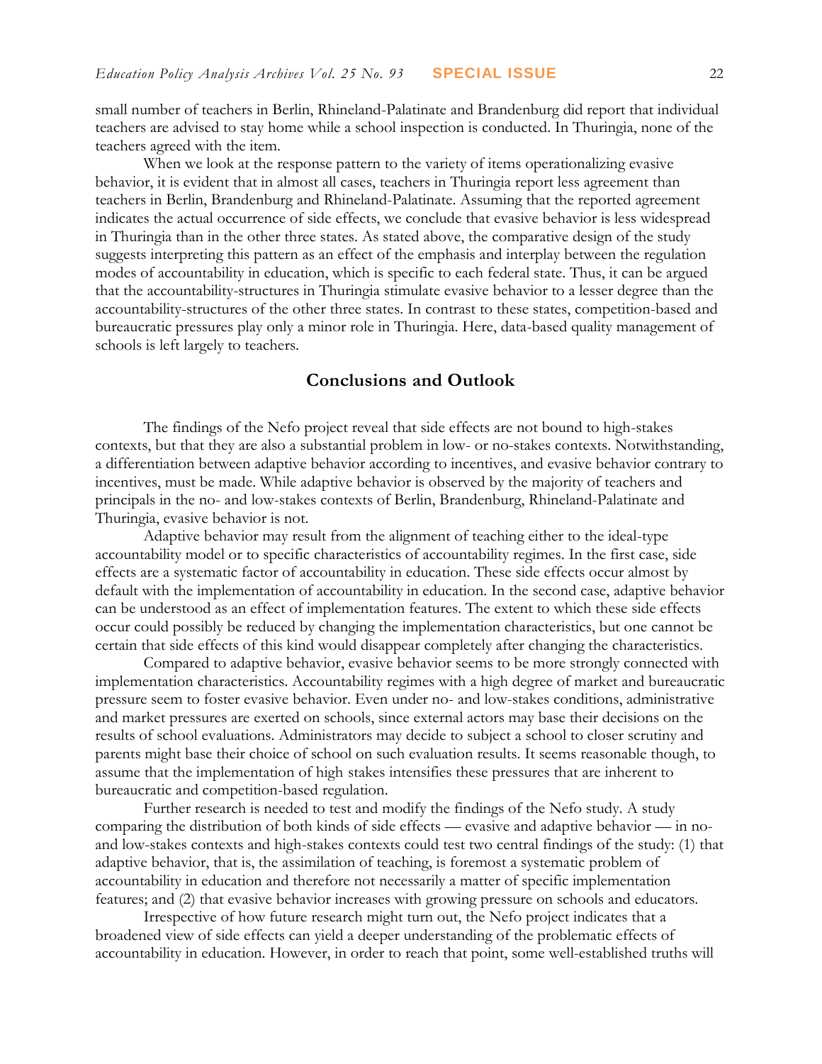small number of teachers in Berlin, Rhineland-Palatinate and Brandenburg did report that individual teachers are advised to stay home while a school inspection is conducted. In Thuringia, none of the teachers agreed with the item.

When we look at the response pattern to the variety of items operationalizing evasive behavior, it is evident that in almost all cases, teachers in Thuringia report less agreement than teachers in Berlin, Brandenburg and Rhineland-Palatinate. Assuming that the reported agreement indicates the actual occurrence of side effects, we conclude that evasive behavior is less widespread in Thuringia than in the other three states. As stated above, the comparative design of the study suggests interpreting this pattern as an effect of the emphasis and interplay between the regulation modes of accountability in education, which is specific to each federal state. Thus, it can be argued that the accountability-structures in Thuringia stimulate evasive behavior to a lesser degree than the accountability-structures of the other three states. In contrast to these states, competition-based and bureaucratic pressures play only a minor role in Thuringia. Here, data-based quality management of schools is left largely to teachers.

## Conclusions and Outlook

The findings of the Nefo project reveal that side effects are not bound to high-stakes contexts, but that they are also a substantial problem in low- or no-stakes contexts. Notwithstanding, a differentiation between adaptive behavior according to incentives, and evasive behavior contrary to incentives, must be made. While adaptive behavior is observed by the majority of teachers and principals in the no- and low-stakes contexts of Berlin, Brandenburg, Rhineland-Palatinate and Thuringia, evasive behavior is not.

Adaptive behavior may result from the alignment of teaching either to the ideal-type accountability model or to specific characteristics of accountability regimes. In the first case, side effects are a systematic factor of accountability in education. These side effects occur almost by default with the implementation of accountability in education. In the second case, adaptive behavior can be understood as an effect of implementation features. The extent to which these side effects occur could possibly be reduced by changing the implementation characteristics, but one cannot be certain that side effects of this kind would disappear completely after changing the characteristics.

Compared to adaptive behavior, evasive behavior seems to be more strongly connected with implementation characteristics. Accountability regimes with a high degree of market and bureaucratic pressure seem to foster evasive behavior. Even under no- and low-stakes conditions, administrative and market pressures are exerted on schools, since external actors may base their decisions on the results of school evaluations. Administrators may decide to subject a school to closer scrutiny and parents might base their choice of school on such evaluation results. It seems reasonable though, to assume that the implementation of high stakes intensifies these pressures that are inherent to bureaucratic and competition-based regulation.

Further research is needed to test and modify the findings of the Nefo study. A study comparing the distribution of both kinds of side effects — evasive and adaptive behavior — in no- and low-stakes contexts and high-stakes contexts could test two central findings of the study: (1) that adaptive behavior, that is, the assimilation of teaching, is foremost a systematic problem of accountability in education and therefore not necessarily a matter of specific implementation features; and (2) that evasive behavior increases with growing pressure on schools and educators.

Irrespective of how future research might turn out, the Nefo project indicates that a broadened view of side effects can yield a deeper understanding of the problematic effects of accountability in education. However, in order to reach that point, some well-established truths will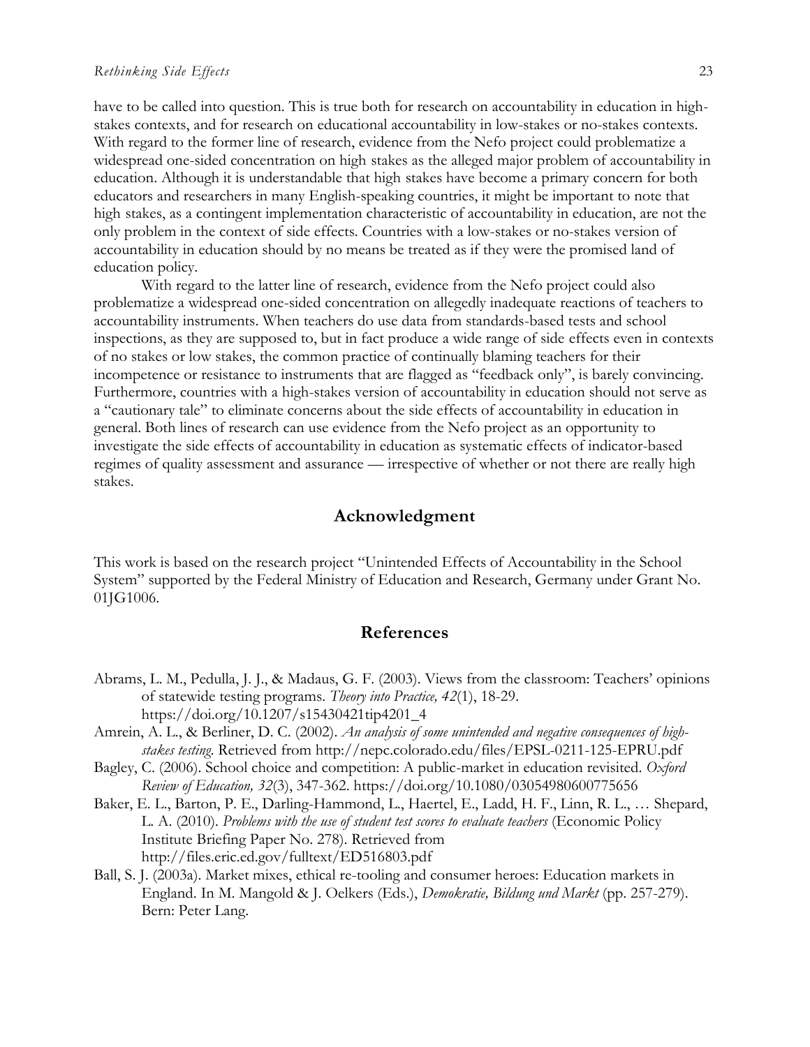have to be called into question. This is true both for research on accountability in education in high-stakes contexts, and for research on educational accountability in low-stakes or no-stakes contexts. With regard to the former line of research, evidence from the Nefo project could problematize a widespread one-sided concentration on high stakes as the alleged major problem of accountability in education. Although it is understandable that high stakes have become a primary concern for both educators and researchers in many English-speaking countries, it might be important to note that high stakes, as a contingent implementation characteristic of accountability in education, are not the only problem in the context of side effects. Countries with a low-stakes or no-stakes version of accountability in education should by no means be treated as if they were the promised land of education policy.

With regard to the latter line of research, evidence from the Nefo project could also problematize a widespread one-sided concentration on allegedly inadequate reactions of teachers to accountability instruments. When teachers do use data from standards-based tests and school inspections, as they are supposed to, but in fact produce a wide range of side effects even in contexts of no stakes or low stakes, the common practice of continually blaming teachers for their incompetence or resistance to instruments that are flagged as "feedback only", is barely convincing. Furthermore, countries with a high-stakes version of accountability in education should not serve as a "cautionary tale" to eliminate concerns about the side effects of accountability in education in general. Both lines of research can use evidence from the Nefo project as an opportunity to investigate the side effects of accountability in education as systematic effects of indicator-based regimes of quality assessment and assurance — irrespective of whether or not there are really high stakes.

## Acknowledgment

This work is based on the research project "Unintended Effects of Accountability in the School System" supported by the Federal Ministry of Education and Research, Germany under Grant No. 01JG1006.

## References

Abrams, L. M., Pedulla, J. J., & Madaus, G. F. (2003). Views from the classroom: Teachers' opinions of statewide testing programs. *Theory into Practice, 42*(1), 18-29. https://doi.org/10.1207/s15430421tip4201_4

Amrein, A. L., & Berliner, D. C. (2002). *An analysis of some unintended and negative consequences of high-stakes testing*. Retrieved from http://nepc.colorado.edu/files/EPSL-0211-125-EPRU.pdf

Bagley, C. (2006). School choice and competition: A public-market in education revisited. *Oxford Review of Education, 32*(3), 347-362. https://doi.org/10.1080/03054980600775656

Baker, E. L., Barton, P. E., Darling-Hammond, L., Haertel, E., Ladd, H. F., Linn, R. L., … Shepard, L. A. (2010). *Problems with the use of student test scores to evaluate teachers* (Economic Policy Institute Briefing Paper No. 278). Retrieved from http://files.eric.ed.gov/fulltext/ED516803.pdf

Ball, S. J. (2003a). Market mixes, ethical re-tooling and consumer heroes: Education markets in England. In M. Mangold & J. Oelkers (Eds.), *Demokratie, Bildung und Markt* (pp. 257-279). Bern: Peter Lang.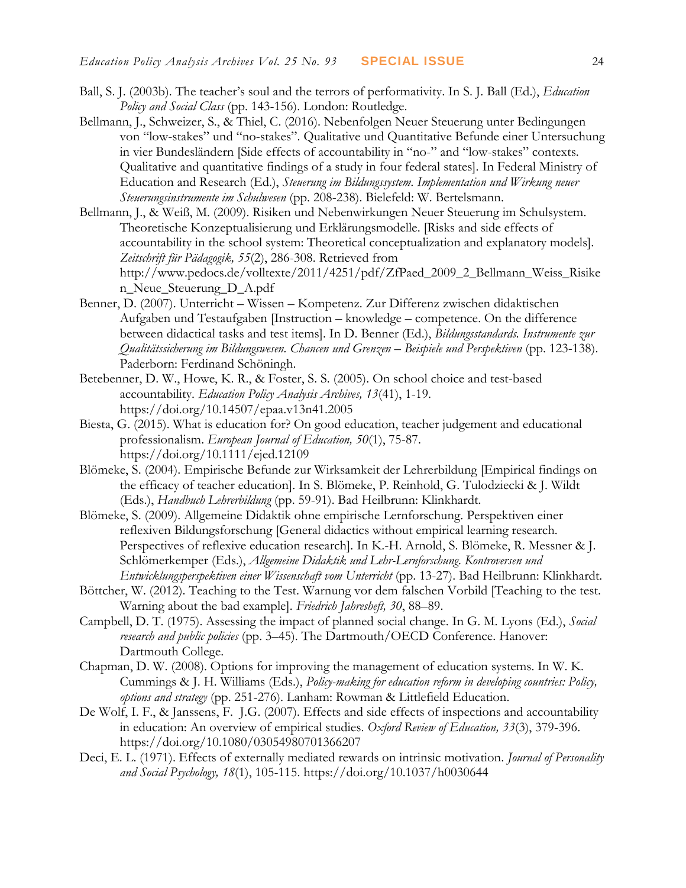Ball, S. J. (2003b). The teacher's soul and the terrors of performativity. In S. J. Ball (Ed.), *Education Policy and Social Class* (pp. 143-156). London: Routledge.

Bellmann, J., Schweizer, S., & Thiel, C. (2016). Nebenfolgen Neuer Steuerung unter Bedingungen von "low-stakes" und "no-stakes". Qualitative und Quantitative Befunde einer Untersuchung in vier Bundesländern [Side effects of accountability in "no-" and "low-stakes" contexts. Qualitative and quantitative findings of a study in four federal states]. In Federal Ministry of Education and Research (Ed.), *Steuerung im Bildungssystem. Implementation und Wirkung neuer Steuerungsinstrumente im Schulwesen* (pp. 208-238). Bielefeld: W. Bertelsmann.

Bellmann, J., & Weiß, M. (2009). Risiken und Nebenwirkungen Neuer Steuerung im Schulsystem. Theoretische Konzeptualisierung und Erklärungsmodelle. [Risks and side effects of accountability in the school system: Theoretical conceptualization and explanatory models]. *Zeitschrift für Pädagogik, 55*(2), 286-308. Retrieved from http://www.pedocs.de/volltexte/2011/4251/pdf/ZfPaed_2009_2_Bellmann_Weiss_Risiken_Neue_Steuerung_D_A.pdf

Benner, D. (2007). Unterricht – Wissen – Kompetenz. Zur Differenz zwischen didaktischen Aufgaben und Testaufgaben [Instruction – knowledge – competence. On the difference between didactical tasks and test items]. In D. Benner (Ed.), *Bildungsstandards. Instrumente zur Qualitätssicherung im Bildungswesen. Chancen und Grenzen – Beispiele und Perspektiven* (pp. 123-138). Paderborn: Ferdinand Schöningh.

Betebenner, D. W., Howe, K. R., & Foster, S. S. (2005). On school choice and test-based accountability. *Education Policy Analysis Archives, 13*(41), 1-19. https://doi.org/10.14507/epaa.v13n41.2005

Biesta, G. (2015). What is education for? On good education, teacher judgement and educational professionalism. *European Journal of Education, 50*(1), 75-87. https://doi.org/10.1111/ejed.12109

Blömeke, S. (2004). Empirische Befunde zur Wirksamkeit der Lehrerbildung [Empirical findings on the efficacy of teacher education]. In S. Blömeke, P. Reinhold, G. Tulodziecki & J. Wildt (Eds.), *Handbuch Lehrerbildung* (pp. 59-91). Bad Heilbrunn: Klinkhardt.

Blömeke, S. (2009). Allgemeine Didaktik ohne empirische Lernforschung. Perspektiven einer reflexiven Bildungsforschung [General didactics without empirical learning research. Perspectives of reflexive education research]. In K.-H. Arnold, S. Blömeke, R. Messner & J. Schlömerkemper (Eds.), *Allgemeine Didaktik und Lehr-Lernforschung. Kontroversen und Entwicklungsperspektiven einer Wissenschaft vom Unterricht* (pp. 13-27). Bad Heilbrunn: Klinkhardt.

Böttcher, W. (2012). Teaching to the Test. Warnung vor dem falschen Vorbild [Teaching to the test. Warning about the bad example]. *Friedrich Jahresheft, 30*, 88–89.

Campbell, D. T. (1975). Assessing the impact of planned social change. In G. M. Lyons (Ed.), *Social research and public policies* (pp. 3–45). The Dartmouth/OECD Conference. Hanover: Dartmouth College.

Chapman, D. W. (2008). Options for improving the management of education systems. In W. K. Cummings & J. H. Williams (Eds.), *Policy-making for education reform in developing countries: Policy, options and strategy* (pp. 251-276). Lanham: Rowman & Littlefield Education.

De Wolf, I. F., & Janssens, F. J.G. (2007). Effects and side effects of inspections and accountability in education: An overview of empirical studies. *Oxford Review of Education, 33*(3), 379-396. https://doi.org/10.1080/03054980701366207

Deci, E. L. (1971). Effects of externally mediated rewards on intrinsic motivation. *Journal of Personality and Social Psychology, 18*(1), 105-115. https://doi.org/10.1037/h0030644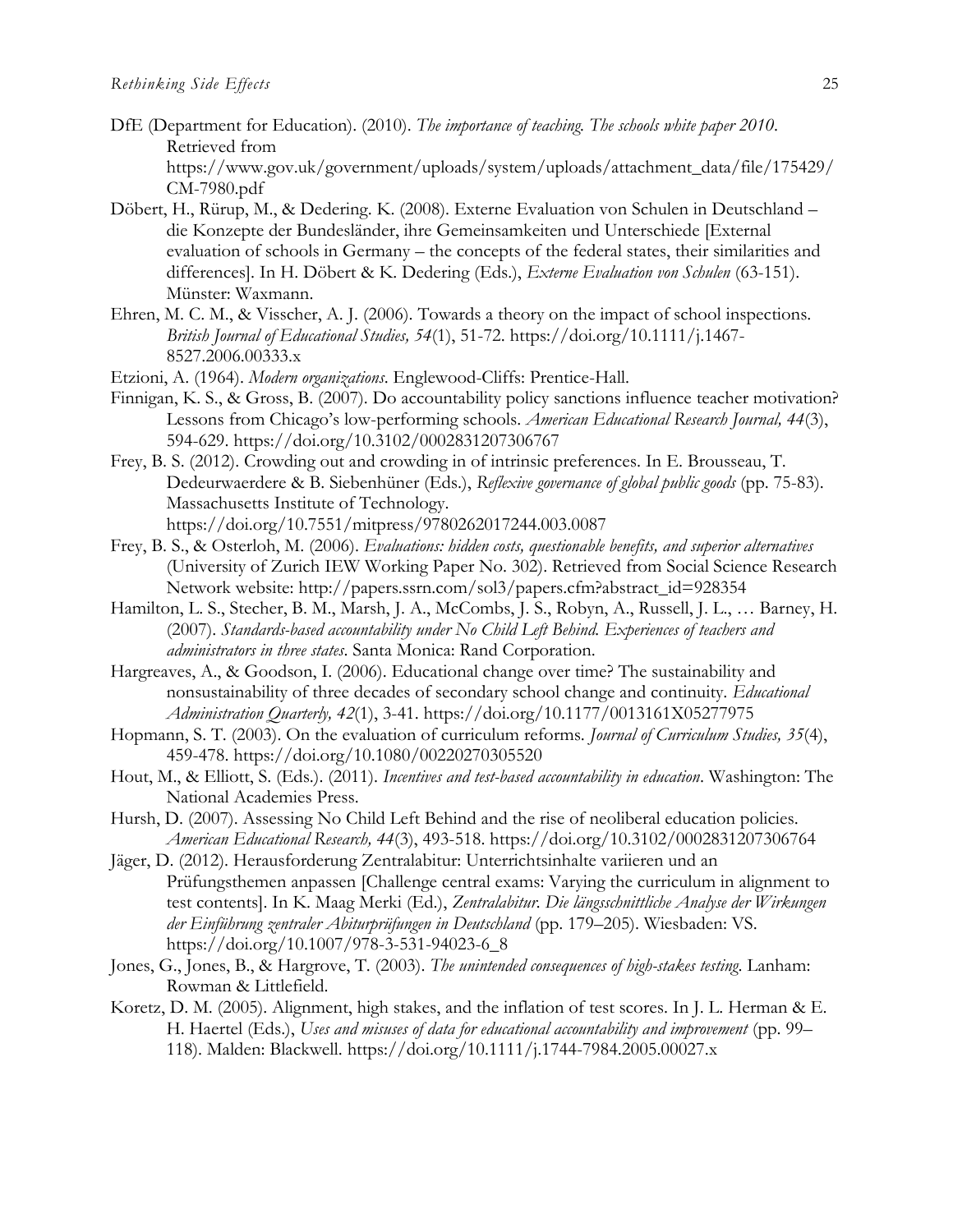DfE (Department for Education). (2010). *The importance of teaching. The schools white paper 2010*. Retrieved from https://www.gov.uk/government/uploads/system/uploads/attachment_data/file/175429/CM-7980.pdf

Döbert, H., Rürup, M., & Dedering. K. (2008). Externe Evaluation von Schulen in Deutschland – die Konzepte der Bundesländer, ihre Gemeinsamkeiten und Unterschiede [External evaluation of schools in Germany – the concepts of the federal states, their similarities and differences]. In H. Döbert & K. Dedering (Eds.), *Externe Evaluation von Schulen* (63-151). Münster: Waxmann.

Ehren, M. C. M., & Visscher, A. J. (2006). Towards a theory on the impact of school inspections. *British Journal of Educational Studies, 54*(1), 51-72. https://doi.org/10.1111/j.1467-8527.2006.00333.x

Etzioni, A. (1964). *Modern organizations*. Englewood-Cliffs: Prentice-Hall.

Finnigan, K. S., & Gross, B. (2007). Do accountability policy sanctions influence teacher motivation? Lessons from Chicago's low-performing schools. *American Educational Research Journal, 44*(3), 594-629. https://doi.org/10.3102/0002831207306767

Frey, B. S. (2012). Crowding out and crowding in of intrinsic preferences. In E. Brousseau, T. Dedeurwaerdere & B. Siebenhüner (Eds.), *Reflexive governance of global public goods* (pp. 75-83). Massachusetts Institute of Technology. https://doi.org/10.7551/mitpress/9780262017244.003.0087

Frey, B. S., & Osterloh, M. (2006). *Evaluations: hidden costs, questionable benefits, and superior alternatives* (University of Zurich IEW Working Paper No. 302). Retrieved from Social Science Research Network website: http://papers.ssrn.com/sol3/papers.cfm?abstract_id=928354

Hamilton, L. S., Stecher, B. M., Marsh, J. A., McCombs, J. S., Robyn, A., Russell, J. L., … Barney, H. (2007). *Standards-based accountability under No Child Left Behind. Experiences of teachers and administrators in three states*. Santa Monica: Rand Corporation.

Hargreaves, A., & Goodson, I. (2006). Educational change over time? The sustainability and nonsustainability of three decades of secondary school change and continuity. *Educational Administration Quarterly, 42*(1), 3-41. https://doi.org/10.1177/0013161X05277975

Hopmann, S. T. (2003). On the evaluation of curriculum reforms. *Journal of Curriculum Studies, 35*(4), 459-478. https://doi.org/10.1080/00220270305520

Hout, M., & Elliott, S. (Eds.). (2011). *Incentives and test-based accountability in education*. Washington: The National Academies Press.

Hursh, D. (2007). Assessing No Child Left Behind and the rise of neoliberal education policies. *American Educational Research, 44*(3), 493-518. https://doi.org/10.3102/0002831207306764

Jäger, D. (2012). Herausforderung Zentralabitur: Unterrichtsinhalte variieren und an Prüfungsthemen anpassen [Challenge central exams: Varying the curriculum in alignment to test contents]. In K. Maag Merki (Ed.), *Zentralabitur. Die längsschnittliche Analyse der Wirkungen der Einführung zentraler Abiturprüfungen in Deutschland* (pp. 179–205). Wiesbaden: VS. https://doi.org/10.1007/978-3-531-94023-6_8

Jones, G., Jones, B., & Hargrove, T. (2003). *The unintended consequences of high-stakes testing*. Lanham: Rowman & Littlefield.

Koretz, D. M. (2005). Alignment, high stakes, and the inflation of test scores. In J. L. Herman & E. H. Haertel (Eds.), *Uses and misuses of data for educational accountability and improvement* (pp. 99–118). Malden: Blackwell. https://doi.org/10.1111/j.1744-7984.2005.00027.x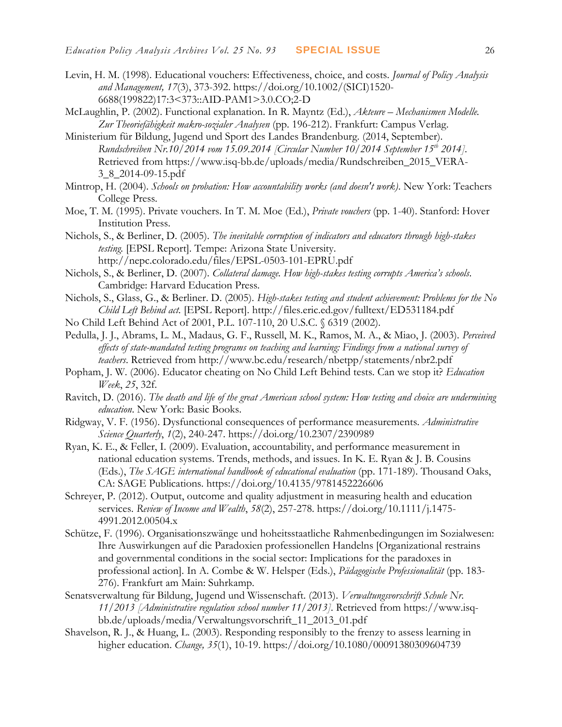Levin, H. M. (1998). Educational vouchers: Effectiveness, choice, and costs. *Journal of Policy Analysis and Management, 17*(3), 373-392. https://doi.org/10.1002/(SICI)1520-6688(199822)17:3<373::AID-PAM1>3.0.CO;2-D

McLaughlin, P. (2002). Functional explanation. In R. Mayntz (Ed.), *Akteure – Mechanismen Modelle. Zur Theoriefähigkeit makro-sozialer Analysen* (pp. 196-212). Frankfurt: Campus Verlag.

Ministerium für Bildung, Jugend und Sport des Landes Brandenburg. (2014, September). *Rundschreiben Nr.10/2014 vom 15.09.2014 [Circular Number 10/2014 September 15th 2014]*. Retrieved from https://www.isq-bb.de/uploads/media/Rundschreiben_2015_VERA-3_8_2014-09-15.pdf

Mintrop, H. (2004). *Schools on probation: How accountability works (and doesn't work)*. New York: Teachers College Press.

Moe, T. M. (1995). Private vouchers. In T. M. Moe (Ed.), *Private vouchers* (pp. 1-40). Stanford: Hover Institution Press.

Nichols, S., & Berliner, D. (2005). *The inevitable corruption of indicators and educators through high-stakes testing.* [EPSL Report]. Tempe: Arizona State University. http://nepc.colorado.edu/files/EPSL-0503-101-EPRU.pdf

Nichols, S., & Berliner, D. (2007). *Collateral damage. How high-stakes testing corrupts America's schools*. Cambridge: Harvard Education Press.

Nichols, S., Glass, G., & Berliner. D. (2005). *High-stakes testing and student achievement: Problems for the No Child Left Behind act.* [EPSL Report]. http://files.eric.ed.gov/fulltext/ED531184.pdf

No Child Left Behind Act of 2001, P.L. 107-110, 20 U.S.C. § 6319 (2002).

Pedulla, J. J., Abrams, L. M., Madaus, G. F., Russell, M. K., Ramos, M. A., & Miao, J. (2003). *Perceived effects of state-mandated testing programs on teaching and learning: Findings from a national survey of teachers*. Retrieved from http://www.bc.edu/research/nbetpp/statements/nbr2.pdf

Popham, J. W. (2006). Educator cheating on No Child Left Behind tests. Can we stop it? *Education Week*, *25*, 32f.

Ravitch, D. (2016). *The death and life of the great American school system: How testing and choice are undermining education*. New York: Basic Books.

Ridgway, V. F. (1956). Dysfunctional consequences of performance measurements. *Administrative Science Quarterly*, *1*(2), 240-247. https://doi.org/10.2307/2390989

Ryan, K. E., & Feller, I. (2009). Evaluation, accountability, and performance measurement in national education systems. Trends, methods, and issues. In K. E. Ryan & J. B. Cousins (Eds.), *The SAGE international handbook of educational evaluation* (pp. 171-189). Thousand Oaks, CA: SAGE Publications. https://doi.org/10.4135/9781452226606

Schreyer, P. (2012). Output, outcome and quality adjustment in measuring health and education services. *Review of Income and Wealth*, *58*(2), 257-278. https://doi.org/10.1111/j.1475-4991.2012.00504.x

Schütze, F. (1996). Organisationszwänge und hoheitsstaatliche Rahmenbedingungen im Sozialwesen: Ihre Auswirkungen auf die Paradoxien professionellen Handelns [Organizational restrains and governmental conditions in the social sector: Implications for the paradoxes in professional action]. In A. Combe & W. Helsper (Eds.), *Pädagogische Professionalität* (pp. 183-276). Frankfurt am Main: Suhrkamp.

Senatsverwaltung für Bildung, Jugend und Wissenschaft. (2013). *Verwaltungsvorschrift Schule Nr. 11/2013 [Administrative regulation school number 11/2013]*. Retrieved from https://www.isq-bb.de/uploads/media/Verwaltungsvorschrift_11_2013_01.pdf

Shavelson, R. J., & Huang, L. (2003). Responding responsibly to the frenzy to assess learning in higher education. *Change, 35*(1), 10-19. https://doi.org/10.1080/00091380309604739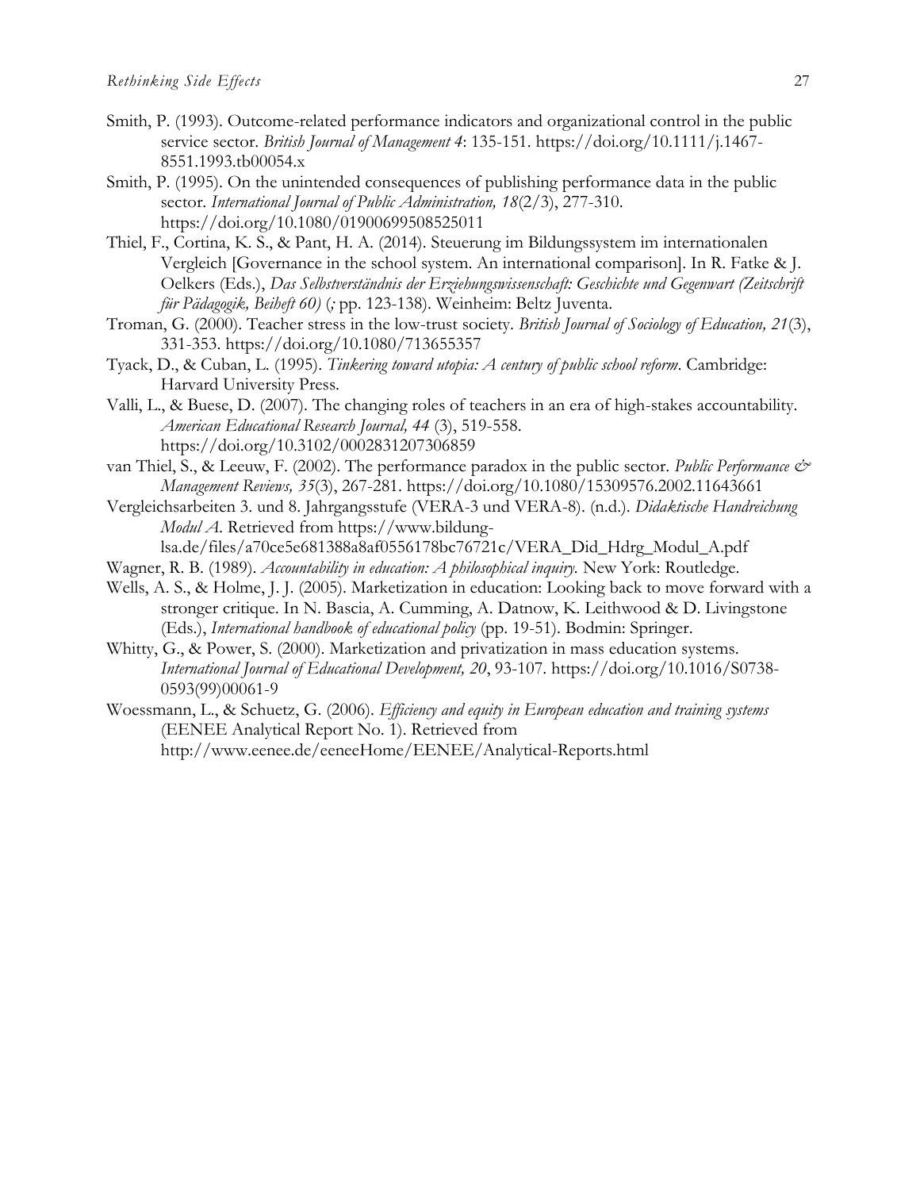Smith, P. (1993). Outcome-related performance indicators and organizational control in the public service sector. *British Journal of Management 4*: 135-151. https://doi.org/10.1111/j.1467-8551.1993.tb00054.x

Smith, P. (1995). On the unintended consequences of publishing performance data in the public sector. *International Journal of Public Administration, 18*(2/3), 277-310. https://doi.org/10.1080/01900699508525011

Thiel, F., Cortina, K. S., & Pant, H. A. (2014). Steuerung im Bildungssystem im internationalen Vergleich [Governance in the school system. An international comparison]. In R. Fatke & J. Oelkers (Eds.), *Das Selbstverständnis der Erziehungswissenschaft: Geschichte und Gegenwart (Zeitschrift für Pädagogik, Beiheft 60)* (*;* pp. 123-138). Weinheim: Beltz Juventa.

Troman, G. (2000). Teacher stress in the low-trust society. *British Journal of Sociology of Education, 21*(3), 331-353. https://doi.org/10.1080/713655357

Tyack, D., & Cuban, L. (1995). *Tinkering toward utopia: A century of public school reform*. Cambridge: Harvard University Press.

Valli, L., & Buese, D. (2007). The changing roles of teachers in an era of high-stakes accountability. *American Educational Research Journal, 44* (3), 519-558. https://doi.org/10.3102/0002831207306859

van Thiel, S., & Leeuw, F. (2002). The performance paradox in the public sector. *Public Performance & Management Reviews, 35*(3), 267-281. https://doi.org/10.1080/15309576.2002.11643661

Vergleichsarbeiten 3. und 8. Jahrgangsstufe (VERA-3 und VERA-8). (n.d.). *Didaktische Handreichung Modul A*. Retrieved from https://www.bildung-lsa.de/files/a70ce5e681388a8af0556178bc76721c/VERA_Did_Hdrg_Modul_A.pdf

Wagner, R. B. (1989). *Accountability in education: A philosophical inquiry.* New York: Routledge.

Wells, A. S., & Holme, J. J. (2005). Marketization in education: Looking back to move forward with a stronger critique. In N. Bascia, A. Cumming, A. Datnow, K. Leithwood & D. Livingstone (Eds.), *International handbook of educational policy* (pp. 19-51). Bodmin: Springer.

Whitty, G., & Power, S. (2000). Marketization and privatization in mass education systems. *International Journal of Educational Development, 20*, 93-107. https://doi.org/10.1016/S0738-0593(99)00061-9

Woessmann, L., & Schuetz, G. (2006). *Efficiency and equity in European education and training systems* (EENEE Analytical Report No. 1). Retrieved from http://www.eenee.de/eeneeHome/EENEE/Analytical-Reports.html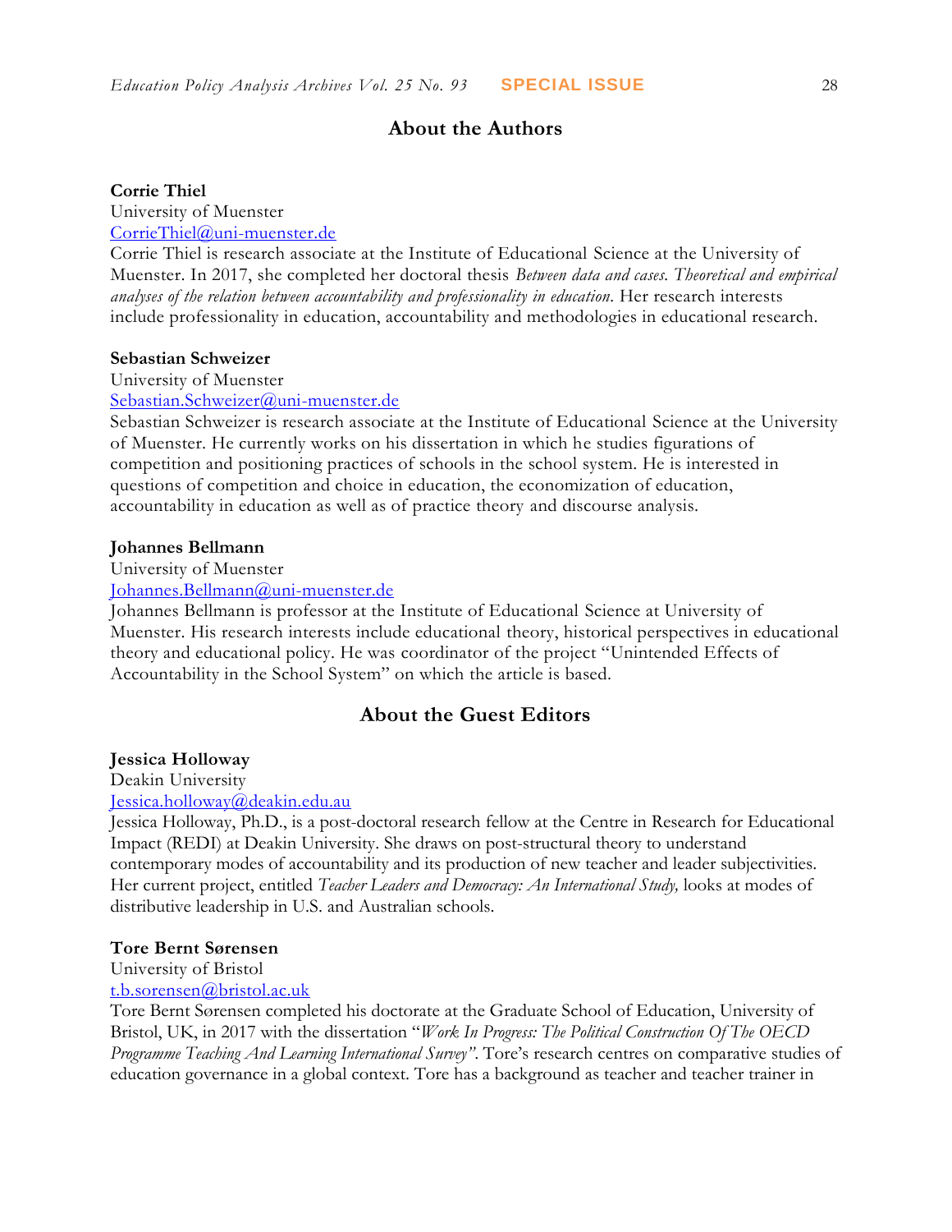## About the Authors

**Corrie Thiel**
University of Muenster
CorrieThiel@uni-muenster.de
Corrie Thiel is research associate at the Institute of Educational Science at the University of Muenster. In 2017, she completed her doctoral thesis *Between data and cases. Theoretical and empirical analyses of the relation between accountability and professionality in education*. Her research interests include professionality in education, accountability and methodologies in educational research.

**Sebastian Schweizer**
University of Muenster
Sebastian.Schweizer@uni-muenster.de
Sebastian Schweizer is research associate at the Institute of Educational Science at the University of Muenster. He currently works on his dissertation in which he studies figurations of competition and positioning practices of schools in the school system. He is interested in questions of competition and choice in education, the economization of education, accountability in education as well as of practice theory and discourse analysis.

**Johannes Bellmann**
University of Muenster
Johannes.Bellmann@uni-muenster.de
Johannes Bellmann is professor at the Institute of Educational Science at University of Muenster. His research interests include educational theory, historical perspectives in educational theory and educational policy. He was coordinator of the project "Unintended Effects of Accountability in the School System" on which the article is based.

## About the Guest Editors

**Jessica Holloway**
Deakin University
Jessica.holloway@deakin.edu.au
Jessica Holloway, Ph.D., is a post-doctoral research fellow at the Centre in Research for Educational Impact (REDI) at Deakin University. She draws on post-structural theory to understand contemporary modes of accountability and its production of new teacher and leader subjectivities. Her current project, entitled *Teacher Leaders and Democracy: An International Study,* looks at modes of distributive leadership in U.S. and Australian schools.

**Tore Bernt Sørensen**
University of Bristol
t.b.sorensen@bristol.ac.uk
Tore Bernt Sørensen completed his doctorate at the Graduate School of Education, University of Bristol, UK, in 2017 with the dissertation "*Work In Progress: The Political Construction Of The OECD Programme Teaching And Learning International Survey"*. Tore's research centres on comparative studies of education governance in a global context. Tore has a background as teacher and teacher trainer in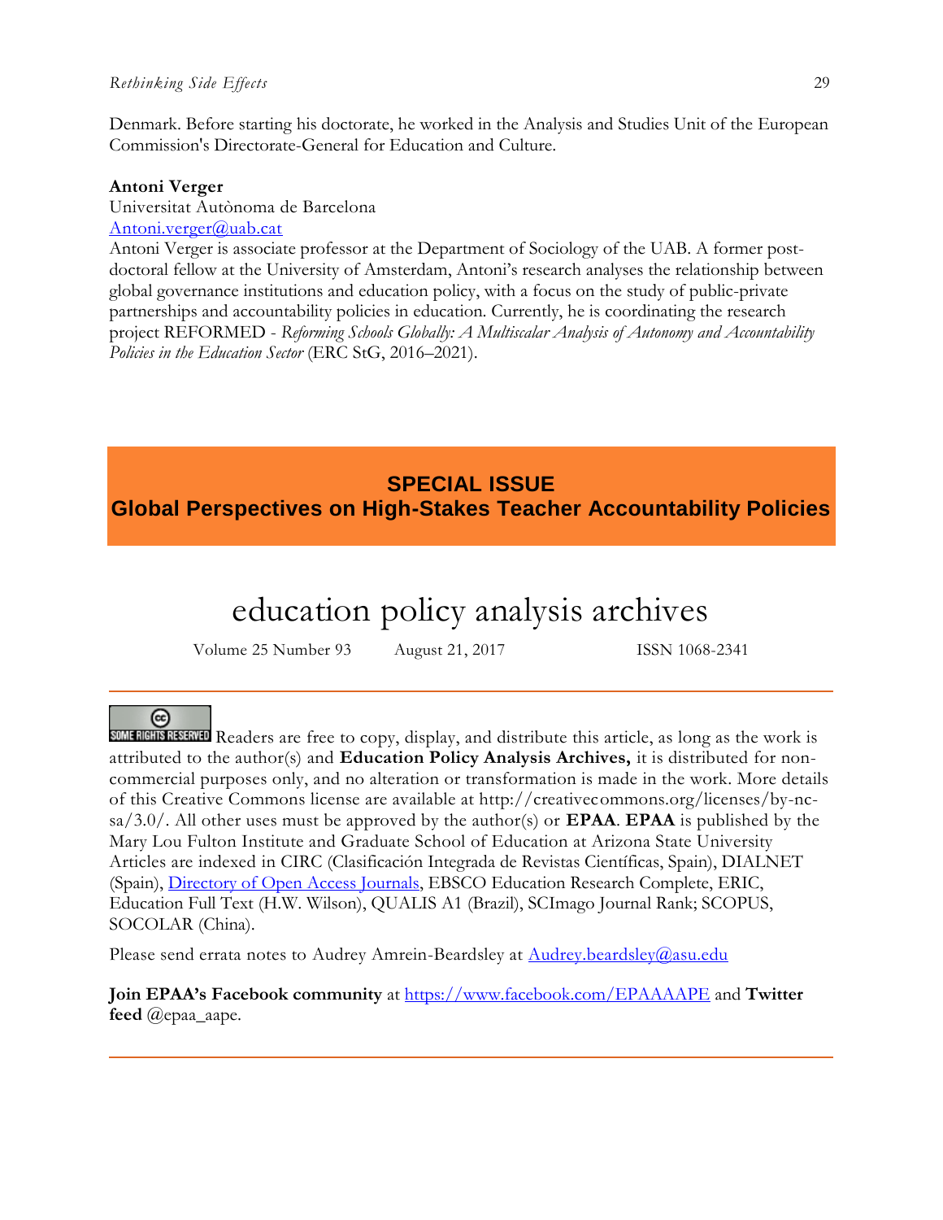Denmark. Before starting his doctorate, he worked in the Analysis and Studies Unit of the European Commission's Directorate-General for Education and Culture.

**Antoni Verger**
Universitat Autònoma de Barcelona
Antoni.verger@uab.cat
Antoni Verger is associate professor at the Department of Sociology of the UAB. A former post-doctoral fellow at the University of Amsterdam, Antoni's research analyses the relationship between global governance institutions and education policy, with a focus on the study of public-private partnerships and accountability policies in education. Currently, he is coordinating the research project REFORMED - *Reforming Schools Globally: A Multiscalar Analysis of Autonomy and Accountability Policies in the Education Sector* (ERC StG, 2016–2021).

**SPECIAL ISSUE**
**Global Perspectives on High-Stakes Teacher Accountability Policies**

# education policy analysis archives

Volume 25 Number 93 August 21, 2017 ISSN 1068-2341

---

SOME RIGHTS RESERVED Readers are free to copy, display, and distribute this article, as long as the work is attributed to the author(s) and **Education Policy Analysis Archives,** it is distributed for non-commercial purposes only, and no alteration or transformation is made in the work. More details of this Creative Commons license are available at http://creativecommons.org/licenses/by-nc-sa/3.0/. All other uses must be approved by the author(s) or **EPAA**. **EPAA** is published by the Mary Lou Fulton Institute and Graduate School of Education at Arizona State University Articles are indexed in CIRC (Clasificación Integrada de Revistas Científicas, Spain), DIALNET (Spain), Directory of Open Access Journals, EBSCO Education Research Complete, ERIC, Education Full Text (H.W. Wilson), QUALIS A1 (Brazil), SCImago Journal Rank; SCOPUS, SOCOLAR (China).

Please send errata notes to Audrey Amrein-Beardsley at Audrey.beardsley@asu.edu

**Join EPAA's Facebook community** at https://www.facebook.com/EPAAAAPE and **Twitter feed** @epaa_aape.

---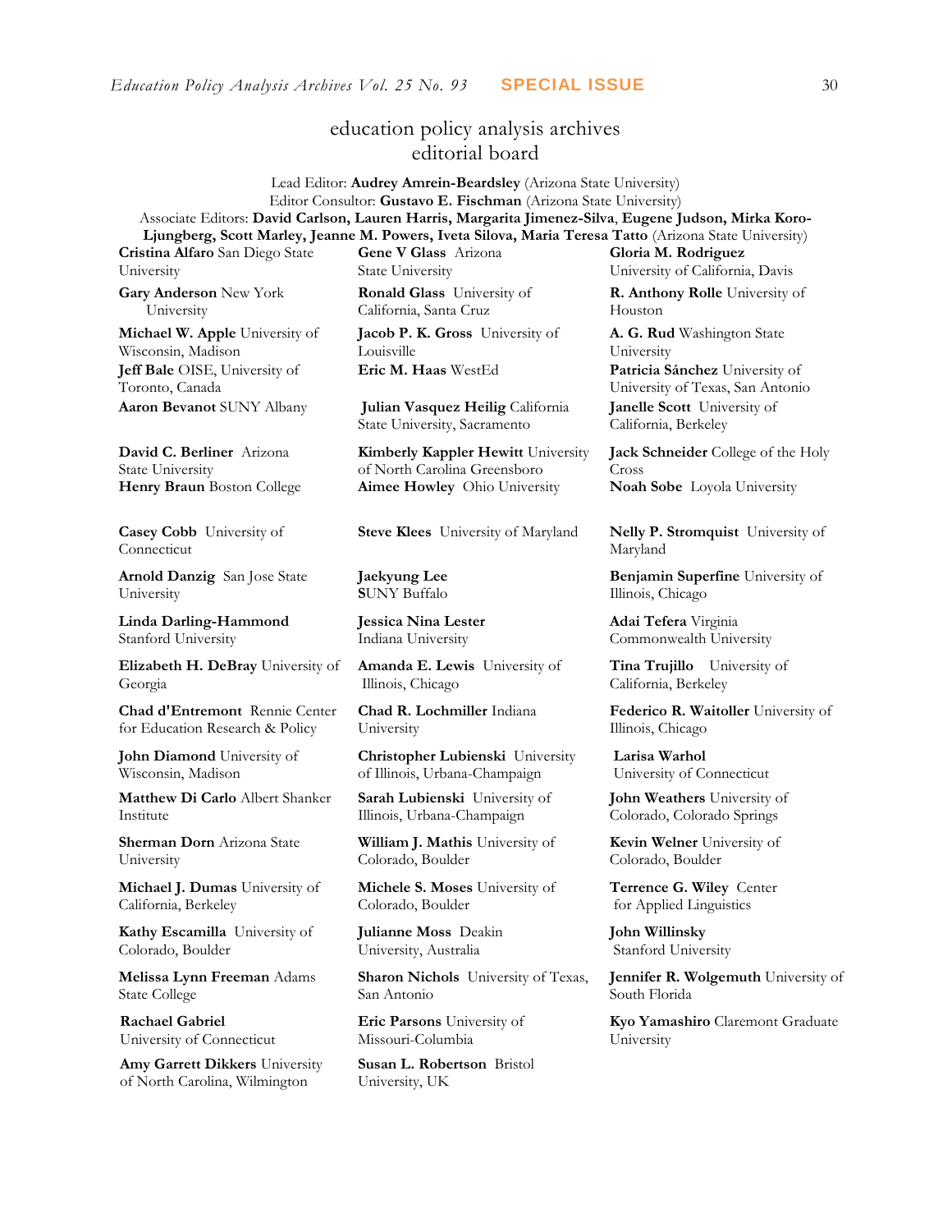# education policy analysis archives editorial board

Lead Editor: **Audrey Amrein-Beardsley** (Arizona State University)
Editor Consultor: **Gustavo E. Fischman** (Arizona State University)
Associate Editors: **David Carlson, Lauren Harris, Margarita Jimenez-Silva**, **Eugene Judson, Mirka Koro-Ljungberg, Scott Marley, Jeanne M. Powers, Iveta Silova, Maria Teresa Tatto** (Arizona State University)

**Cristina Alfaro** San Diego State University

**Gary Anderson** New York University

**Michael W. Apple** University of Wisconsin, Madison

**Jeff Bale** OISE, University of Toronto, Canada

**Aaron Bevanot** SUNY Albany

**David C. Berliner** Arizona State University

**Henry Braun** Boston College

**Casey Cobb** University of Connecticut

**Arnold Danzig** San Jose State University

**Linda Darling-Hammond** Stanford University

**Elizabeth H. DeBray** University of Georgia

**Chad d'Entremont** Rennie Center for Education Research & Policy

**John Diamond** University of Wisconsin, Madison

**Matthew Di Carlo** Albert Shanker Institute

**Sherman Dorn** Arizona State University

**Michael J. Dumas** University of California, Berkeley

**Kathy Escamilla** University of Colorado, Boulder

**Melissa Lynn Freeman** Adams State College

**Rachael Gabriel** University of Connecticut

**Amy Garrett Dikkers** University of North Carolina, Wilmington

**Gene V Glass** Arizona State University

**Ronald Glass** University of California, Santa Cruz

**Jacob P. K. Gross** University of Louisville

**Eric M. Haas** WestEd

**Julian Vasquez Heilig** California State University, Sacramento

**Kimberly Kappler Hewitt** University of North Carolina Greensboro

**Aimee Howley** Ohio University

**Steve Klees** University of Maryland

**Jaekyung Lee** SUNY Buffalo

**Jessica Nina Lester** Indiana University

**Amanda E. Lewis** University of Illinois, Chicago

**Chad R. Lochmiller** Indiana University

**Christopher Lubienski** University of Illinois, Urbana-Champaign

**Sarah Lubienski** University of Illinois, Urbana-Champaign

**William J. Mathis** University of Colorado, Boulder

**Michele S. Moses** University of Colorado, Boulder

**Julianne Moss** Deakin University, Australia

**Sharon Nichols** University of Texas, San Antonio

**Eric Parsons** University of Missouri-Columbia

**Susan L. Robertson** Bristol University, UK

**Gloria M. Rodriguez** University of California, Davis

**R. Anthony Rolle** University of Houston

**A. G. Rud** Washington State University

**Patricia Sánchez** University of University of Texas, San Antonio

**Janelle Scott** University of California, Berkeley

**Jack Schneider** College of the Holy Cross

**Noah Sobe** Loyola University

**Nelly P. Stromquist** University of Maryland

**Benjamin Superfine** University of Illinois, Chicago

**Adai Tefera** Virginia Commonwealth University

**Tina Trujillo** University of California, Berkeley

**Federico R. Waitoller** University of Illinois, Chicago

**Larisa Warhol** University of Connecticut

**John Weathers** University of Colorado, Colorado Springs

**Kevin Welner** University of Colorado, Boulder

**Terrence G. Wiley** Center for Applied Linguistics

**John Willinsky** Stanford University

**Jennifer R. Wolgemuth** University of South Florida

**Kyo Yamashiro** Claremont Graduate University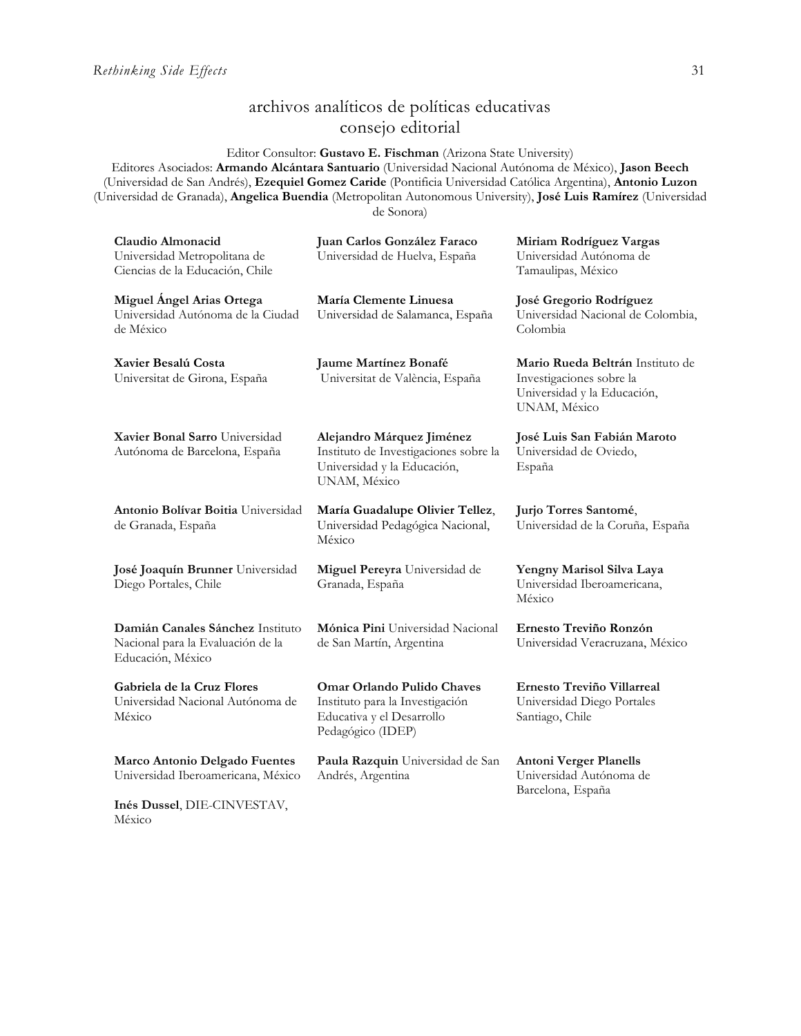# archivos analíticos de políticas educativas
## consejo editorial

Editor Consultor: **Gustavo E. Fischman** (Arizona State University)
Editores Asociados: **Armando Alcántara Santuario** (Universidad Nacional Autónoma de México), **Jason Beech** (Universidad de San Andrés), **Ezequiel Gomez Caride** (Pontificia Universidad Católica Argentina), **Antonio Luzon** (Universidad de Granada), **Angelica Buendia** (Metropolitan Autonomous University), **José Luis Ramírez** (Universidad de Sonora)

**Claudio Almonacid**
Universidad Metropolitana de Ciencias de la Educación, Chile

**Miguel Ángel Arias Ortega**
Universidad Autónoma de la Ciudad de México

**Xavier Besalú Costa**
Universitat de Girona, España

**Xavier Bonal Sarro** Universidad Autónoma de Barcelona, España

**Antonio Bolívar Boitia** Universidad de Granada, España

**José Joaquín Brunner** Universidad Diego Portales, Chile

**Damián Canales Sánchez** Instituto Nacional para la Evaluación de la Educación, México

**Gabriela de la Cruz Flores**
Universidad Nacional Autónoma de México

**Marco Antonio Delgado Fuentes**
Universidad Iberoamericana, México

**Inés Dussel**, DIE-CINVESTAV, México

**Juan Carlos González Faraco**
Universidad de Huelva, España

**María Clemente Linuesa**
Universidad de Salamanca, España

**Jaume Martínez Bonafé**
Universitat de València, España

**Alejandro Márquez Jiménez**
Instituto de Investigaciones sobre la Universidad y la Educación, UNAM, México

**María Guadalupe Olivier Tellez**, Universidad Pedagógica Nacional, México

**Miguel Pereyra** Universidad de Granada, España

**Mónica Pini** Universidad Nacional de San Martín, Argentina

**Omar Orlando Pulido Chaves**
Instituto para la Investigación Educativa y el Desarrollo Pedagógico (IDEP)

**Paula Razquin** Universidad de San Andrés, Argentina

**Miriam Rodríguez Vargas**
Universidad Autónoma de Tamaulipas, México

**José Gregorio Rodríguez**
Universidad Nacional de Colombia, Colombia

**Mario Rueda Beltrán** Instituto de Investigaciones sobre la Universidad y la Educación, UNAM, México

**José Luis San Fabián Maroto**
Universidad de Oviedo, España

**Jurjo Torres Santomé**, Universidad de la Coruña, España

**Yengny Marisol Silva Laya**
Universidad Iberoamericana, México

**Ernesto Treviño Ronzón**
Universidad Veracruzana, México

**Ernesto Treviño Villarreal**
Universidad Diego Portales Santiago, Chile

**Antoni Verger Planells**
Universidad Autónoma de Barcelona, España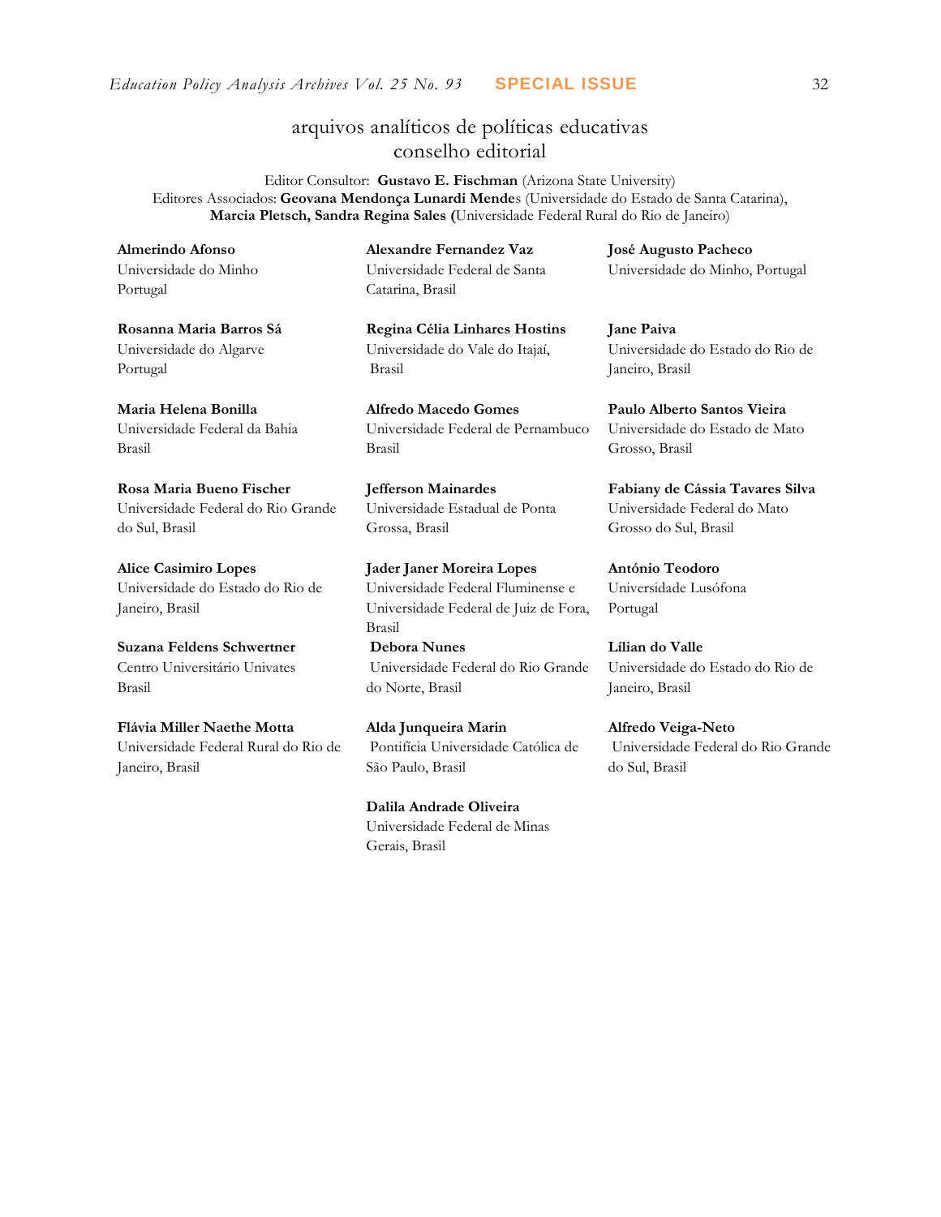# arquivos analíticos de políticas educativas
## conselho editorial

Editor Consultor: **Gustavo E. Fischman** (Arizona State University)
Editores Associados: **Geovana Mendonça Lunardi Mendes** (Universidade do Estado de Santa Catarina), **Marcia Pletsch, Sandra Regina Sales (**Universidade Federal Rural do Rio de Janeiro)

**Almerindo Afonso**
Universidade do Minho
Portugal

**Rosanna Maria Barros Sá**
Universidade do Algarve
Portugal

**Maria Helena Bonilla**
Universidade Federal da Bahia
Brasil

**Rosa Maria Bueno Fischer**
Universidade Federal do Rio Grande do Sul, Brasil

**Alice Casimiro Lopes**
Universidade do Estado do Rio de Janeiro, Brasil

**Suzana Feldens Schwertner**
Centro Universitário Univates
Brasil

**Flávia Miller Naethe Motta**
Universidade Federal Rural do Rio de Janeiro, Brasil

**Alexandre Fernandez Vaz**
Universidade Federal de Santa Catarina, Brasil

**Regina Célia Linhares Hostins**
Universidade do Vale do Itajaí, Brasil

**Alfredo Macedo Gomes**
Universidade Federal de Pernambuco
Brasil

**Jefferson Mainardes**
Universidade Estadual de Ponta Grossa, Brasil

**Jader Janer Moreira Lopes**
Universidade Federal Fluminense e Universidade Federal de Juiz de Fora, Brasil

**Debora Nunes**
Universidade Federal do Rio Grande do Norte, Brasil

**Alda Junqueira Marin**
Pontifícia Universidade Católica de São Paulo, Brasil

**Dalila Andrade Oliveira**
Universidade Federal de Minas Gerais, Brasil

**José Augusto Pacheco**
Universidade do Minho, Portugal

**Jane Paiva**
Universidade do Estado do Rio de Janeiro, Brasil

**Paulo Alberto Santos Vieira**
Universidade do Estado de Mato Grosso, Brasil

**Fabiany de Cássia Tavares Silva**
Universidade Federal do Mato Grosso do Sul, Brasil

**António Teodoro**
Universidade Lusófona
Portugal

**Lílian do Valle**
Universidade do Estado do Rio de Janeiro, Brasil

**Alfredo Veiga-Neto**
Universidade Federal do Rio Grande do Sul, Brasil